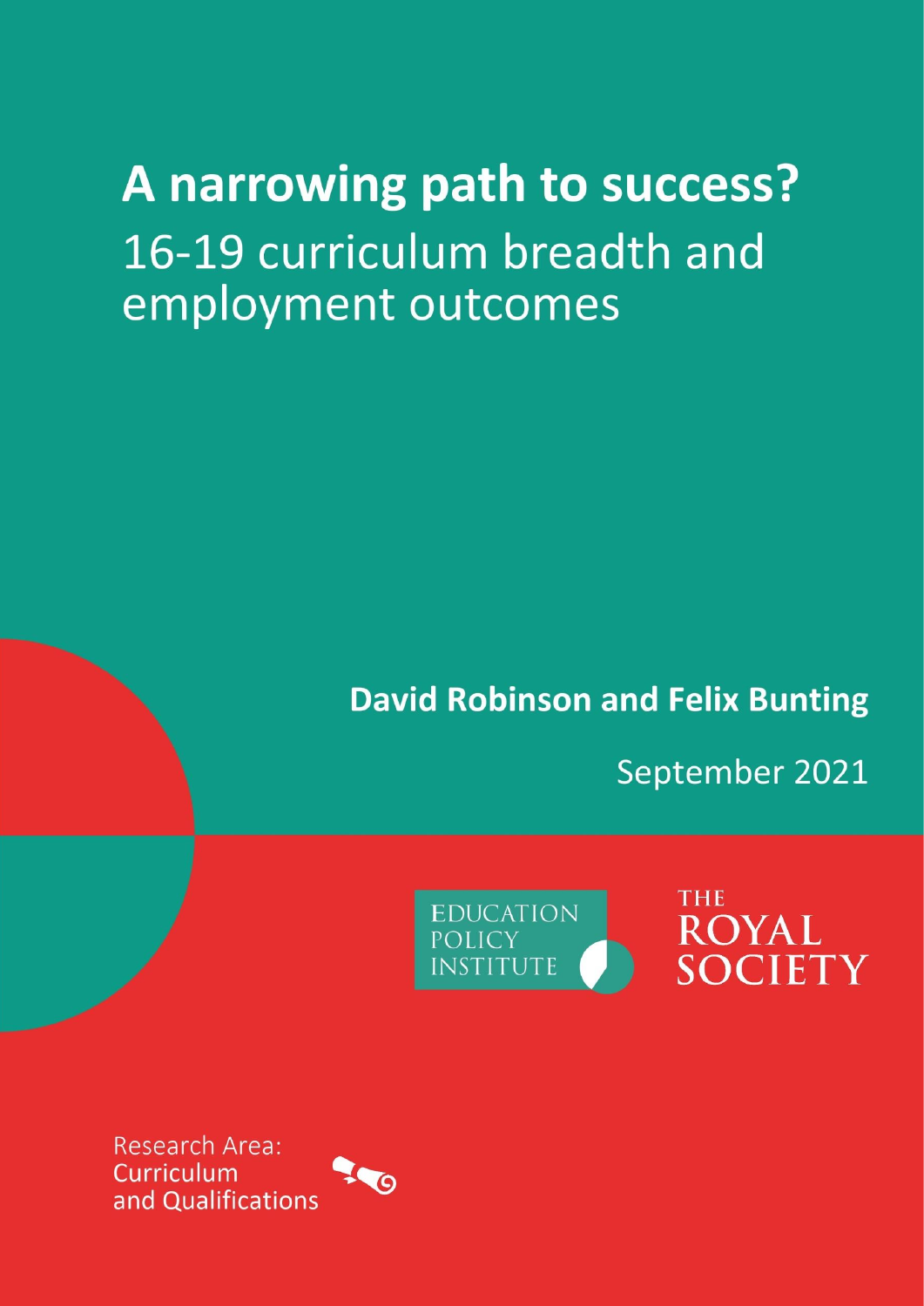# A narrowing path to success?

16-19 curriculum breadth and employment outcomes

**David Robinson and Felix Bunting**

September 2021

EDUCATION POLICY INSTITUTE

THE ROYAL SOCIETY

Research Area: Curriculum and Qualifications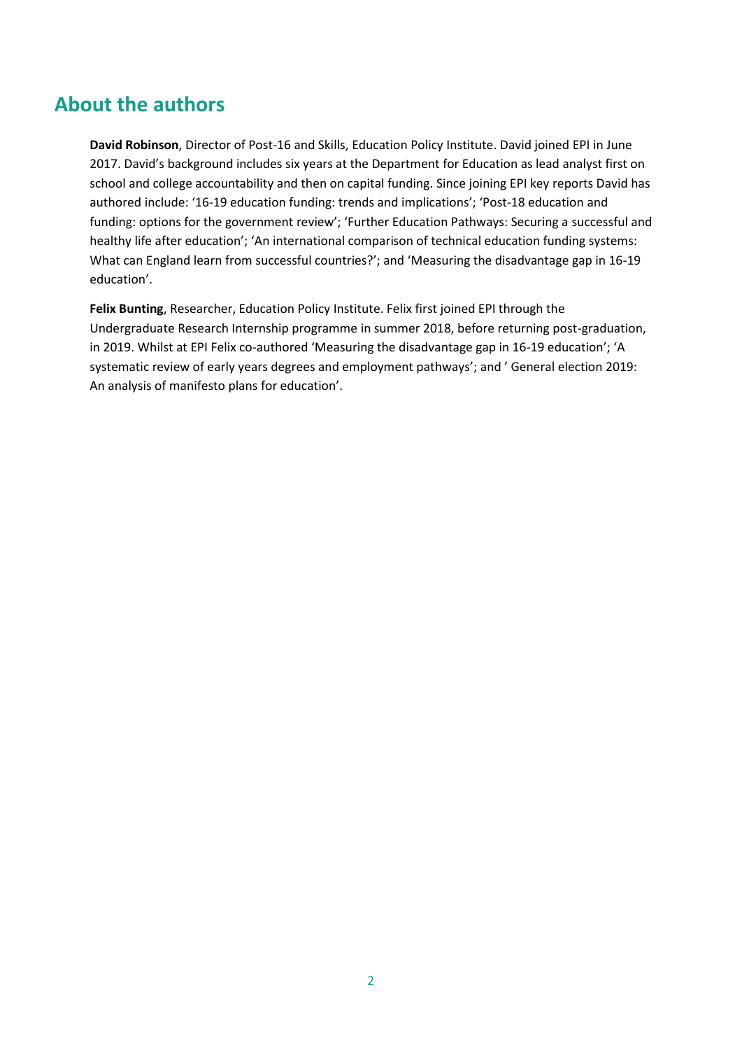## About the authors

**David Robinson**, Director of Post-16 and Skills, Education Policy Institute. David joined EPI in June 2017. David's background includes six years at the Department for Education as lead analyst first on school and college accountability and then on capital funding. Since joining EPI key reports David has authored include: '16-19 education funding: trends and implications'; 'Post-18 education and funding: options for the government review'; 'Further Education Pathways: Securing a successful and healthy life after education'; 'An international comparison of technical education funding systems: What can England learn from successful countries?'; and 'Measuring the disadvantage gap in 16-19 education'.

**Felix Bunting**, Researcher, Education Policy Institute. Felix first joined EPI through the Undergraduate Research Internship programme in summer 2018, before returning post-graduation, in 2019. Whilst at EPI Felix co-authored 'Measuring the disadvantage gap in 16-19 education'; 'A systematic review of early years degrees and employment pathways'; and ' General election 2019: An analysis of manifesto plans for education'.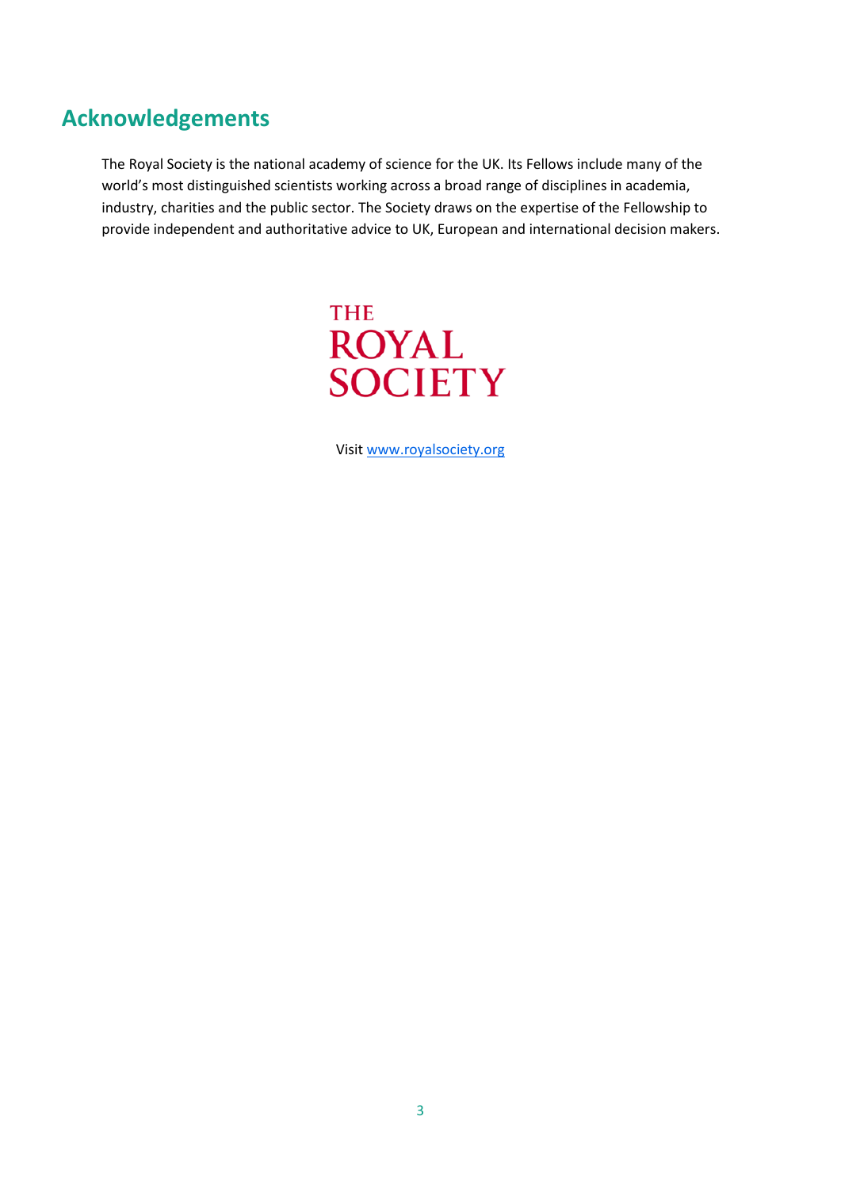## Acknowledgements

The Royal Society is the national academy of science for the UK. Its Fellows include many of the world's most distinguished scientists working across a broad range of disciplines in academia, industry, charities and the public sector. The Society draws on the expertise of the Fellowship to provide independent and authoritative advice to UK, European and international decision makers.

THE ROYAL SOCIETY

Visit www.royalsociety.org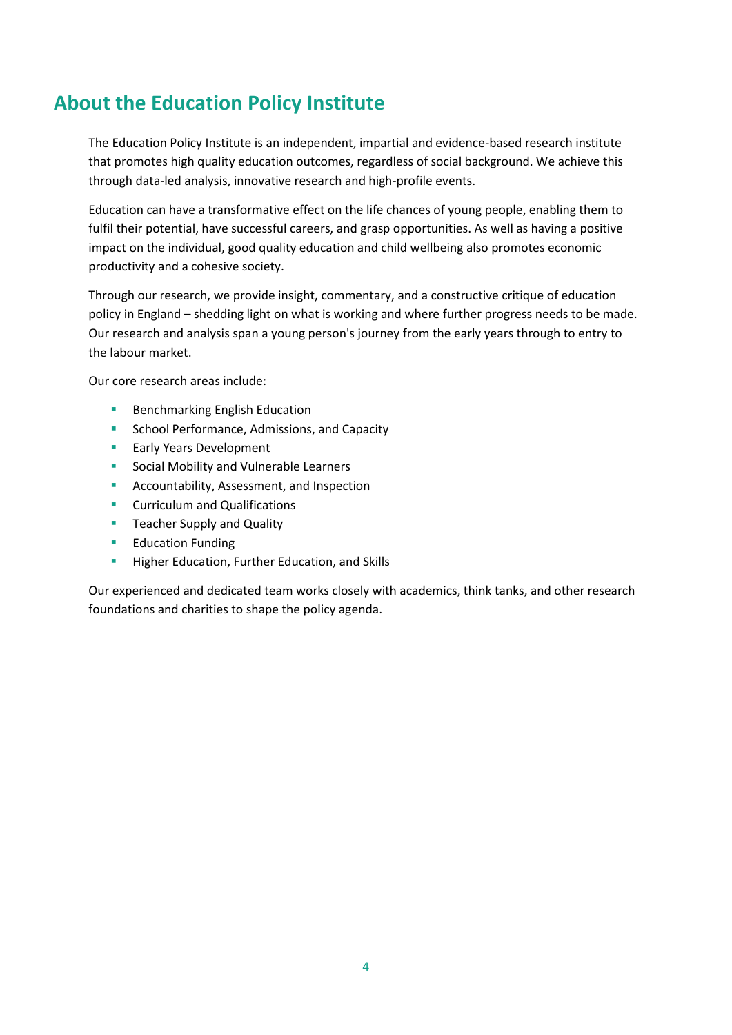## About the Education Policy Institute

The Education Policy Institute is an independent, impartial and evidence-based research institute that promotes high quality education outcomes, regardless of social background. We achieve this through data-led analysis, innovative research and high-profile events.

Education can have a transformative effect on the life chances of young people, enabling them to fulfil their potential, have successful careers, and grasp opportunities. As well as having a positive impact on the individual, good quality education and child wellbeing also promotes economic productivity and a cohesive society.

Through our research, we provide insight, commentary, and a constructive critique of education policy in England – shedding light on what is working and where further progress needs to be made. Our research and analysis span a young person's journey from the early years through to entry to the labour market.

Our core research areas include:

- Benchmarking English Education
- School Performance, Admissions, and Capacity
- Early Years Development
- Social Mobility and Vulnerable Learners
- Accountability, Assessment, and Inspection
- Curriculum and Qualifications
- Teacher Supply and Quality
- Education Funding
- Higher Education, Further Education, and Skills

Our experienced and dedicated team works closely with academics, think tanks, and other research foundations and charities to shape the policy agenda.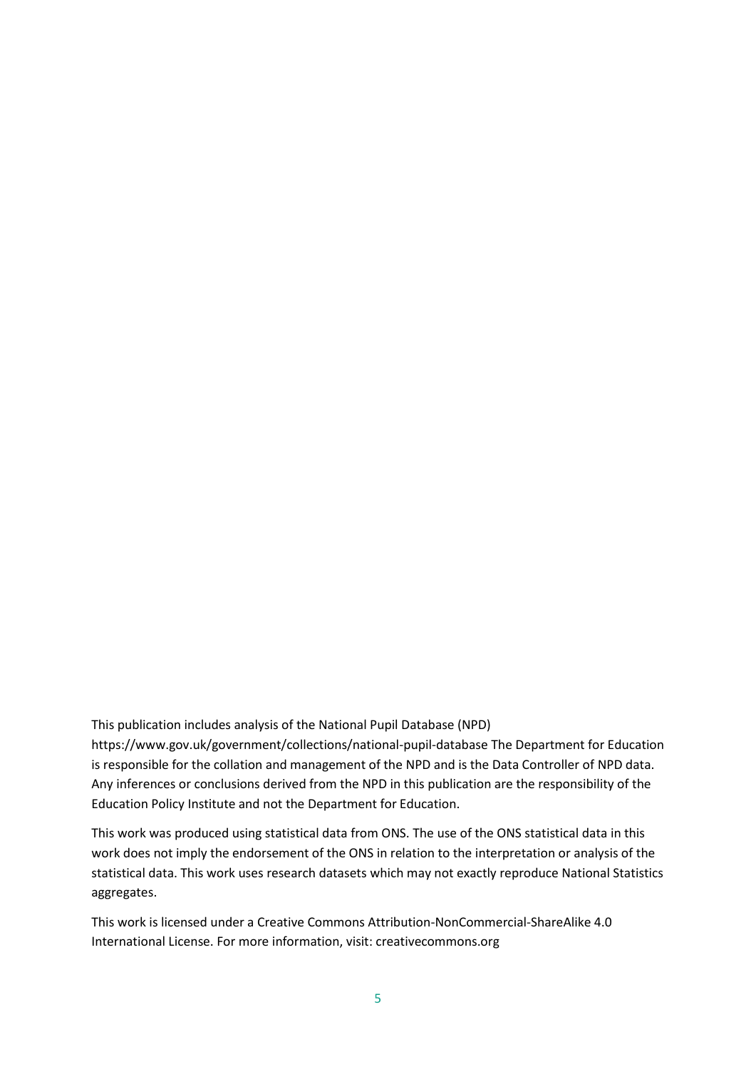This publication includes analysis of the National Pupil Database (NPD) https://www.gov.uk/government/collections/national-pupil-database The Department for Education is responsible for the collation and management of the NPD and is the Data Controller of NPD data. Any inferences or conclusions derived from the NPD in this publication are the responsibility of the Education Policy Institute and not the Department for Education.

This work was produced using statistical data from ONS. The use of the ONS statistical data in this work does not imply the endorsement of the ONS in relation to the interpretation or analysis of the statistical data. This work uses research datasets which may not exactly reproduce National Statistics aggregates.

This work is licensed under a Creative Commons Attribution-NonCommercial-ShareAlike 4.0 International License. For more information, visit: creativecommons.org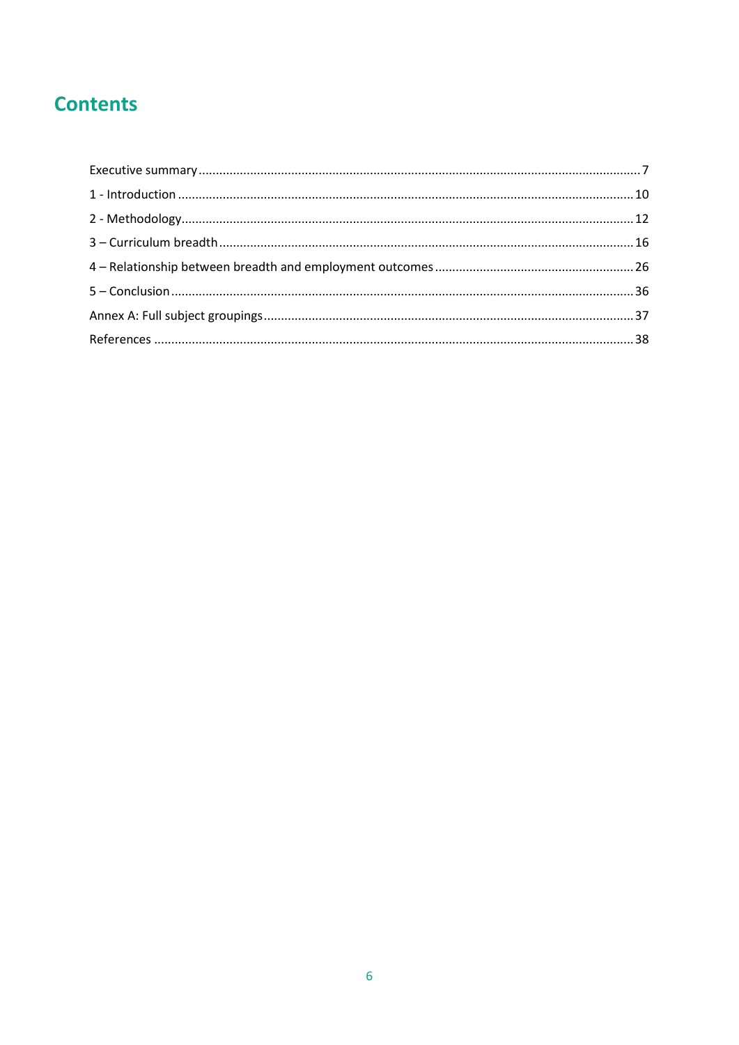# Contents

Executive summary ........................................................................................................................ 7

1 - Introduction ............................................................................................................................ 10

2 - Methodology............................................................................................................................ 12

3 – Curriculum breadth ................................................................................................................ 16

4 – Relationship between breadth and employment outcomes .................................................. 26

5 – Conclusion ............................................................................................................................... 36

Annex A: Full subject groupings ................................................................................................... 37

References .................................................................................................................................... 38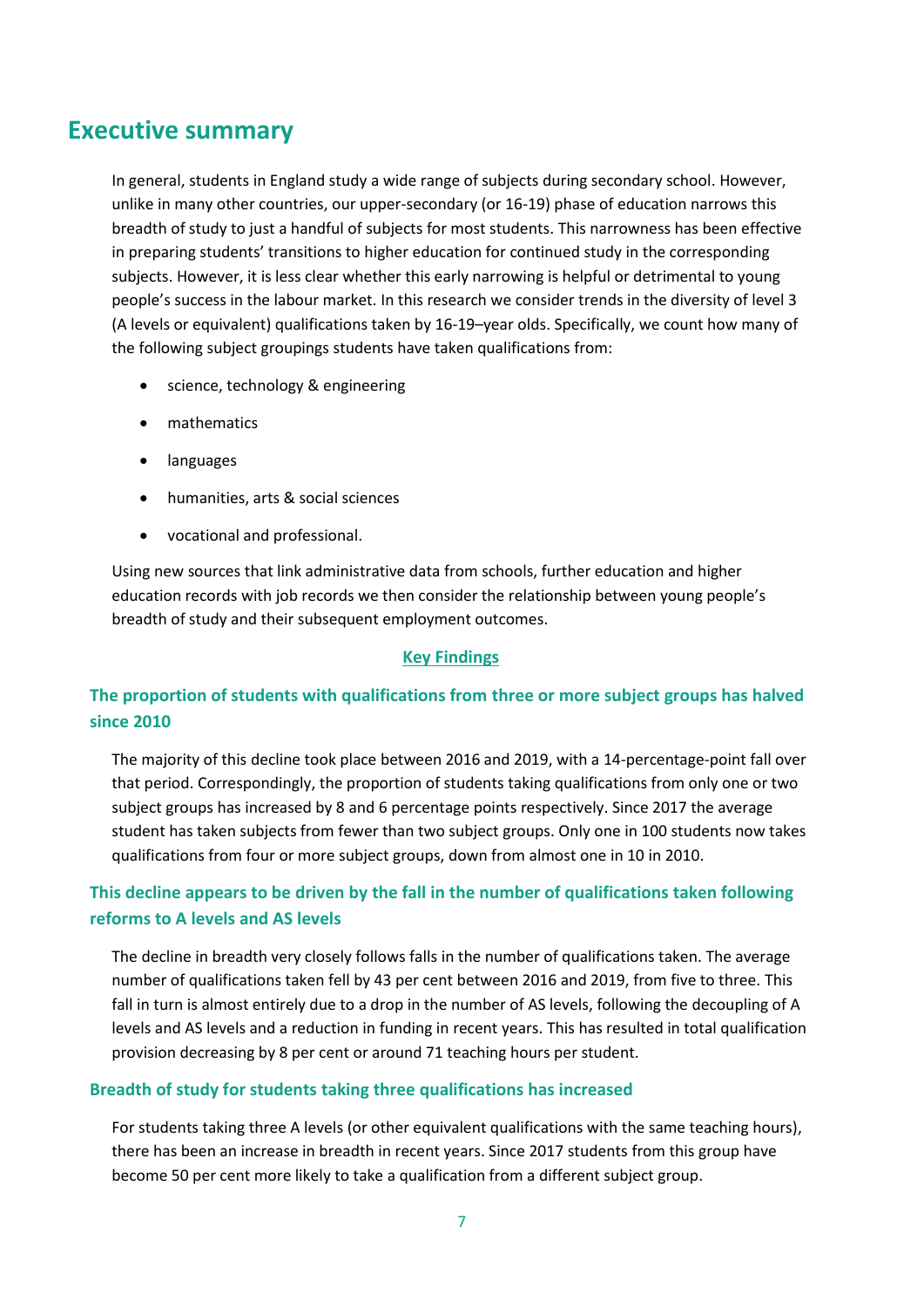# Executive summary

In general, students in England study a wide range of subjects during secondary school. However, unlike in many other countries, our upper-secondary (or 16-19) phase of education narrows this breadth of study to just a handful of subjects for most students. This narrowness has been effective in preparing students' transitions to higher education for continued study in the corresponding subjects. However, it is less clear whether this early narrowing is helpful or detrimental to young people's success in the labour market. In this research we consider trends in the diversity of level 3 (A levels or equivalent) qualifications taken by 16-19–year olds. Specifically, we count how many of the following subject groupings students have taken qualifications from:

- science, technology & engineering
- mathematics
- languages
- humanities, arts & social sciences
- vocational and professional.

Using new sources that link administrative data from schools, further education and higher education records with job records we then consider the relationship between young people's breadth of study and their subsequent employment outcomes.

**Key Findings**

### The proportion of students with qualifications from three or more subject groups has halved since 2010

The majority of this decline took place between 2016 and 2019, with a 14-percentage-point fall over that period. Correspondingly, the proportion of students taking qualifications from only one or two subject groups has increased by 8 and 6 percentage points respectively. Since 2017 the average student has taken subjects from fewer than two subject groups. Only one in 100 students now takes qualifications from four or more subject groups, down from almost one in 10 in 2010.

### This decline appears to be driven by the fall in the number of qualifications taken following reforms to A levels and AS levels

The decline in breadth very closely follows falls in the number of qualifications taken. The average number of qualifications taken fell by 43 per cent between 2016 and 2019, from five to three. This fall in turn is almost entirely due to a drop in the number of AS levels, following the decoupling of A levels and AS levels and a reduction in funding in recent years. This has resulted in total qualification provision decreasing by 8 per cent or around 71 teaching hours per student.

### Breadth of study for students taking three qualifications has increased

For students taking three A levels (or other equivalent qualifications with the same teaching hours), there has been an increase in breadth in recent years. Since 2017 students from this group have become 50 per cent more likely to take a qualification from a different subject group.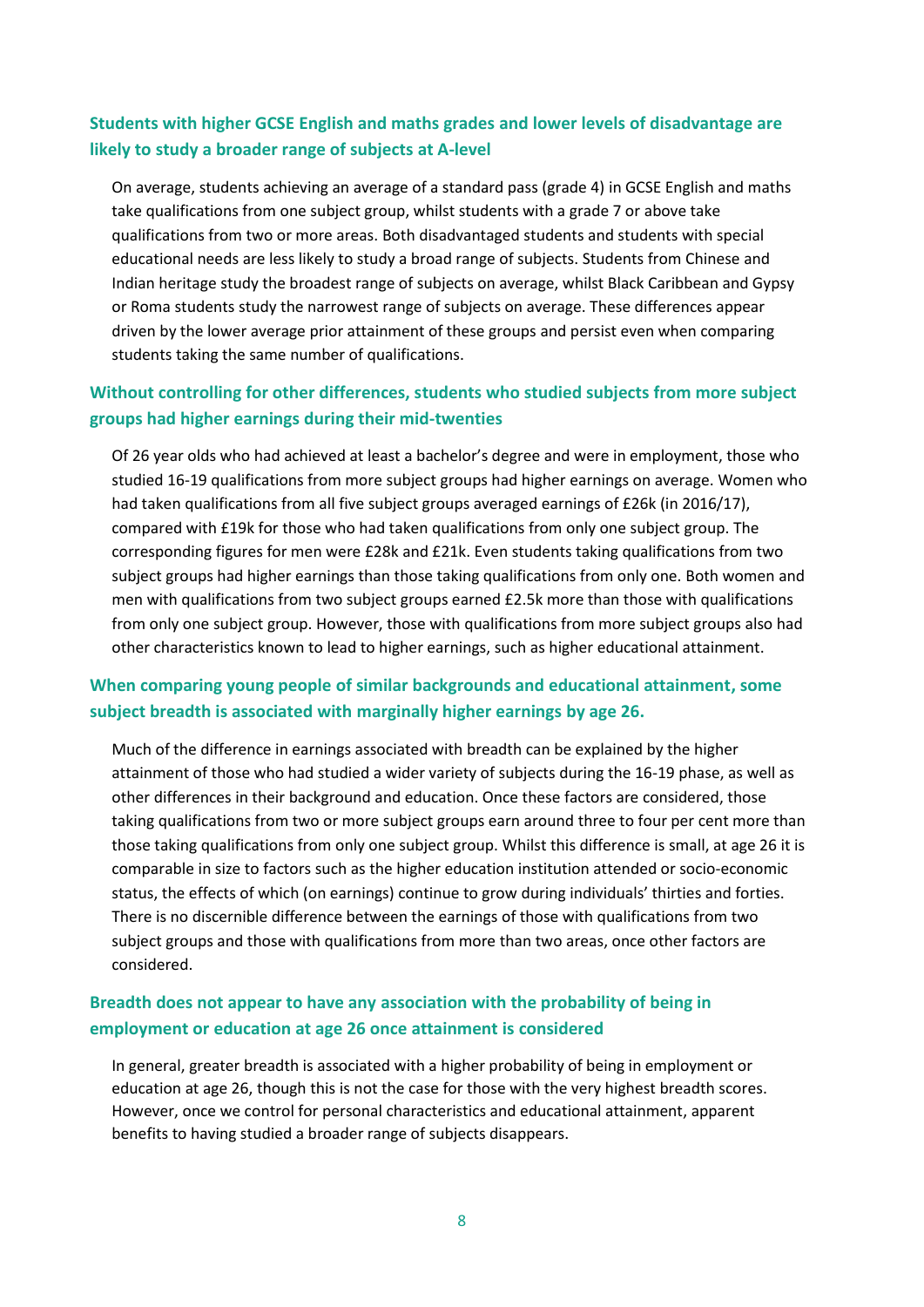### Students with higher GCSE English and maths grades and lower levels of disadvantage are likely to study a broader range of subjects at A-level

On average, students achieving an average of a standard pass (grade 4) in GCSE English and maths take qualifications from one subject group, whilst students with a grade 7 or above take qualifications from two or more areas. Both disadvantaged students and students with special educational needs are less likely to study a broad range of subjects. Students from Chinese and Indian heritage study the broadest range of subjects on average, whilst Black Caribbean and Gypsy or Roma students study the narrowest range of subjects on average. These differences appear driven by the lower average prior attainment of these groups and persist even when comparing students taking the same number of qualifications.

### Without controlling for other differences, students who studied subjects from more subject groups had higher earnings during their mid-twenties

Of 26 year olds who had achieved at least a bachelor's degree and were in employment, those who studied 16-19 qualifications from more subject groups had higher earnings on average. Women who had taken qualifications from all five subject groups averaged earnings of £26k (in 2016/17), compared with £19k for those who had taken qualifications from only one subject group. The corresponding figures for men were £28k and £21k. Even students taking qualifications from two subject groups had higher earnings than those taking qualifications from only one. Both women and men with qualifications from two subject groups earned £2.5k more than those with qualifications from only one subject group. However, those with qualifications from more subject groups also had other characteristics known to lead to higher earnings, such as higher educational attainment.

### When comparing young people of similar backgrounds and educational attainment, some subject breadth is associated with marginally higher earnings by age 26.

Much of the difference in earnings associated with breadth can be explained by the higher attainment of those who had studied a wider variety of subjects during the 16-19 phase, as well as other differences in their background and education. Once these factors are considered, those taking qualifications from two or more subject groups earn around three to four per cent more than those taking qualifications from only one subject group. Whilst this difference is small, at age 26 it is comparable in size to factors such as the higher education institution attended or socio-economic status, the effects of which (on earnings) continue to grow during individuals' thirties and forties. There is no discernible difference between the earnings of those with qualifications from two subject groups and those with qualifications from more than two areas, once other factors are considered.

### Breadth does not appear to have any association with the probability of being in employment or education at age 26 once attainment is considered

In general, greater breadth is associated with a higher probability of being in employment or education at age 26, though this is not the case for those with the very highest breadth scores. However, once we control for personal characteristics and educational attainment, apparent benefits to having studied a broader range of subjects disappears.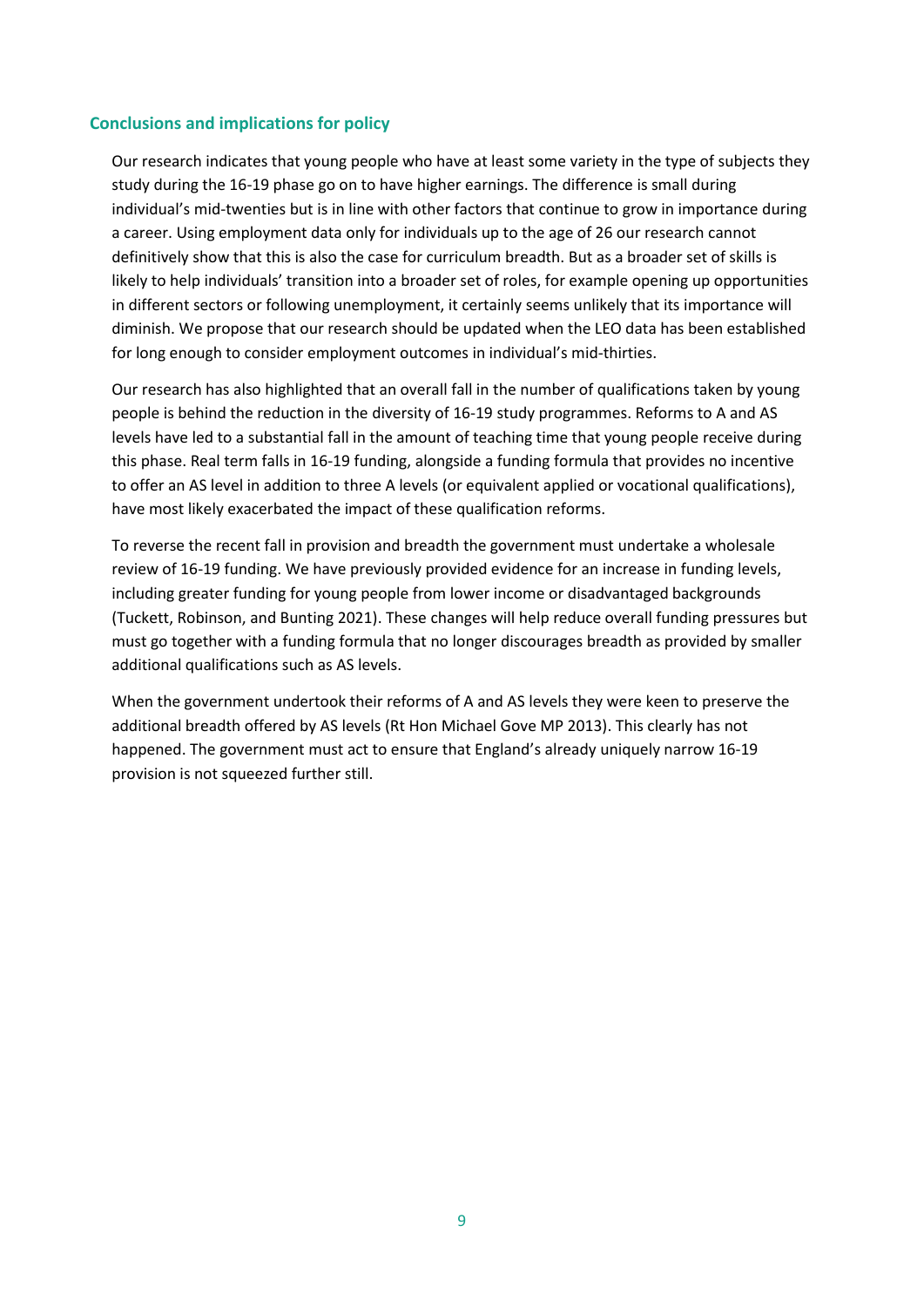## Conclusions and implications for policy

Our research indicates that young people who have at least some variety in the type of subjects they study during the 16-19 phase go on to have higher earnings. The difference is small during individual's mid-twenties but is in line with other factors that continue to grow in importance during a career. Using employment data only for individuals up to the age of 26 our research cannot definitively show that this is also the case for curriculum breadth. But as a broader set of skills is likely to help individuals' transition into a broader set of roles, for example opening up opportunities in different sectors or following unemployment, it certainly seems unlikely that its importance will diminish. We propose that our research should be updated when the LEO data has been established for long enough to consider employment outcomes in individual's mid-thirties.

Our research has also highlighted that an overall fall in the number of qualifications taken by young people is behind the reduction in the diversity of 16-19 study programmes. Reforms to A and AS levels have led to a substantial fall in the amount of teaching time that young people receive during this phase. Real term falls in 16-19 funding, alongside a funding formula that provides no incentive to offer an AS level in addition to three A levels (or equivalent applied or vocational qualifications), have most likely exacerbated the impact of these qualification reforms.

To reverse the recent fall in provision and breadth the government must undertake a wholesale review of 16-19 funding. We have previously provided evidence for an increase in funding levels, including greater funding for young people from lower income or disadvantaged backgrounds (Tuckett, Robinson, and Bunting 2021). These changes will help reduce overall funding pressures but must go together with a funding formula that no longer discourages breadth as provided by smaller additional qualifications such as AS levels.

When the government undertook their reforms of A and AS levels they were keen to preserve the additional breadth offered by AS levels (Rt Hon Michael Gove MP 2013). This clearly has not happened. The government must act to ensure that England's already uniquely narrow 16-19 provision is not squeezed further still.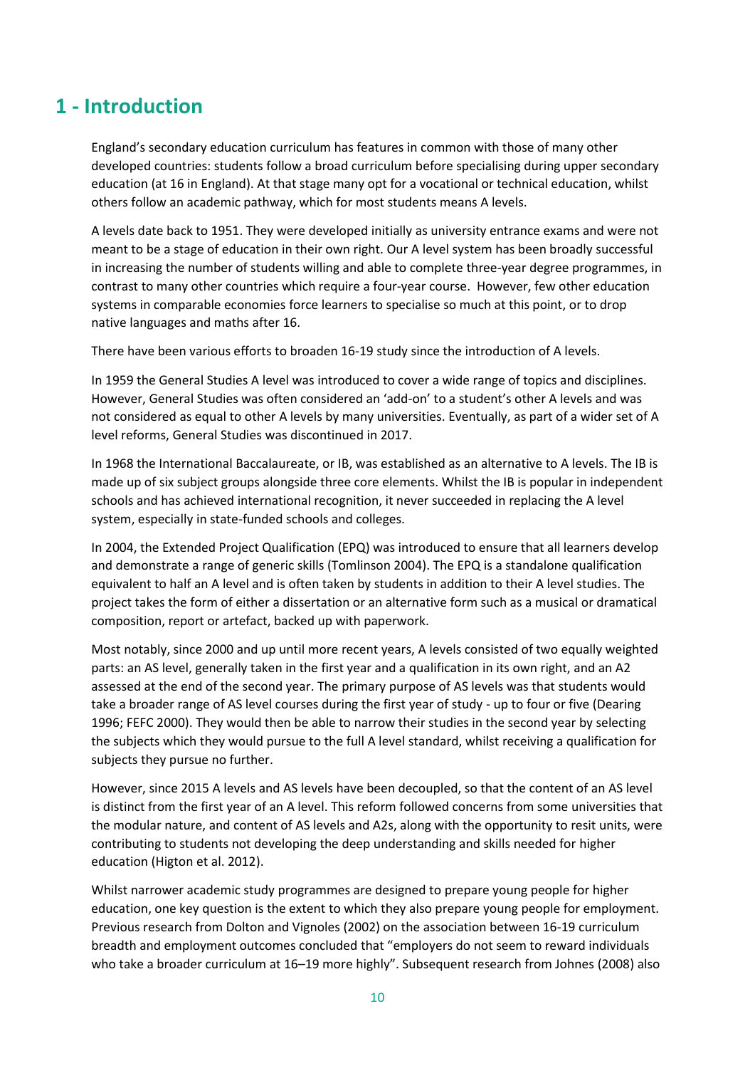# 1 - Introduction

England's secondary education curriculum has features in common with those of many other developed countries: students follow a broad curriculum before specialising during upper secondary education (at 16 in England). At that stage many opt for a vocational or technical education, whilst others follow an academic pathway, which for most students means A levels.

A levels date back to 1951. They were developed initially as university entrance exams and were not meant to be a stage of education in their own right. Our A level system has been broadly successful in increasing the number of students willing and able to complete three-year degree programmes, in contrast to many other countries which require a four-year course. However, few other education systems in comparable economies force learners to specialise so much at this point, or to drop native languages and maths after 16.

There have been various efforts to broaden 16-19 study since the introduction of A levels.

In 1959 the General Studies A level was introduced to cover a wide range of topics and disciplines. However, General Studies was often considered an 'add-on' to a student's other A levels and was not considered as equal to other A levels by many universities. Eventually, as part of a wider set of A level reforms, General Studies was discontinued in 2017.

In 1968 the International Baccalaureate, or IB, was established as an alternative to A levels. The IB is made up of six subject groups alongside three core elements. Whilst the IB is popular in independent schools and has achieved international recognition, it never succeeded in replacing the A level system, especially in state-funded schools and colleges.

In 2004, the Extended Project Qualification (EPQ) was introduced to ensure that all learners develop and demonstrate a range of generic skills (Tomlinson 2004). The EPQ is a standalone qualification equivalent to half an A level and is often taken by students in addition to their A level studies. The project takes the form of either a dissertation or an alternative form such as a musical or dramatical composition, report or artefact, backed up with paperwork.

Most notably, since 2000 and up until more recent years, A levels consisted of two equally weighted parts: an AS level, generally taken in the first year and a qualification in its own right, and an A2 assessed at the end of the second year. The primary purpose of AS levels was that students would take a broader range of AS level courses during the first year of study - up to four or five (Dearing 1996; FEFC 2000). They would then be able to narrow their studies in the second year by selecting the subjects which they would pursue to the full A level standard, whilst receiving a qualification for subjects they pursue no further.

However, since 2015 A levels and AS levels have been decoupled, so that the content of an AS level is distinct from the first year of an A level. This reform followed concerns from some universities that the modular nature, and content of AS levels and A2s, along with the opportunity to resit units, were contributing to students not developing the deep understanding and skills needed for higher education (Higton et al. 2012).

Whilst narrower academic study programmes are designed to prepare young people for higher education, one key question is the extent to which they also prepare young people for employment. Previous research from Dolton and Vignoles (2002) on the association between 16-19 curriculum breadth and employment outcomes concluded that "employers do not seem to reward individuals who take a broader curriculum at 16–19 more highly". Subsequent research from Johnes (2008) also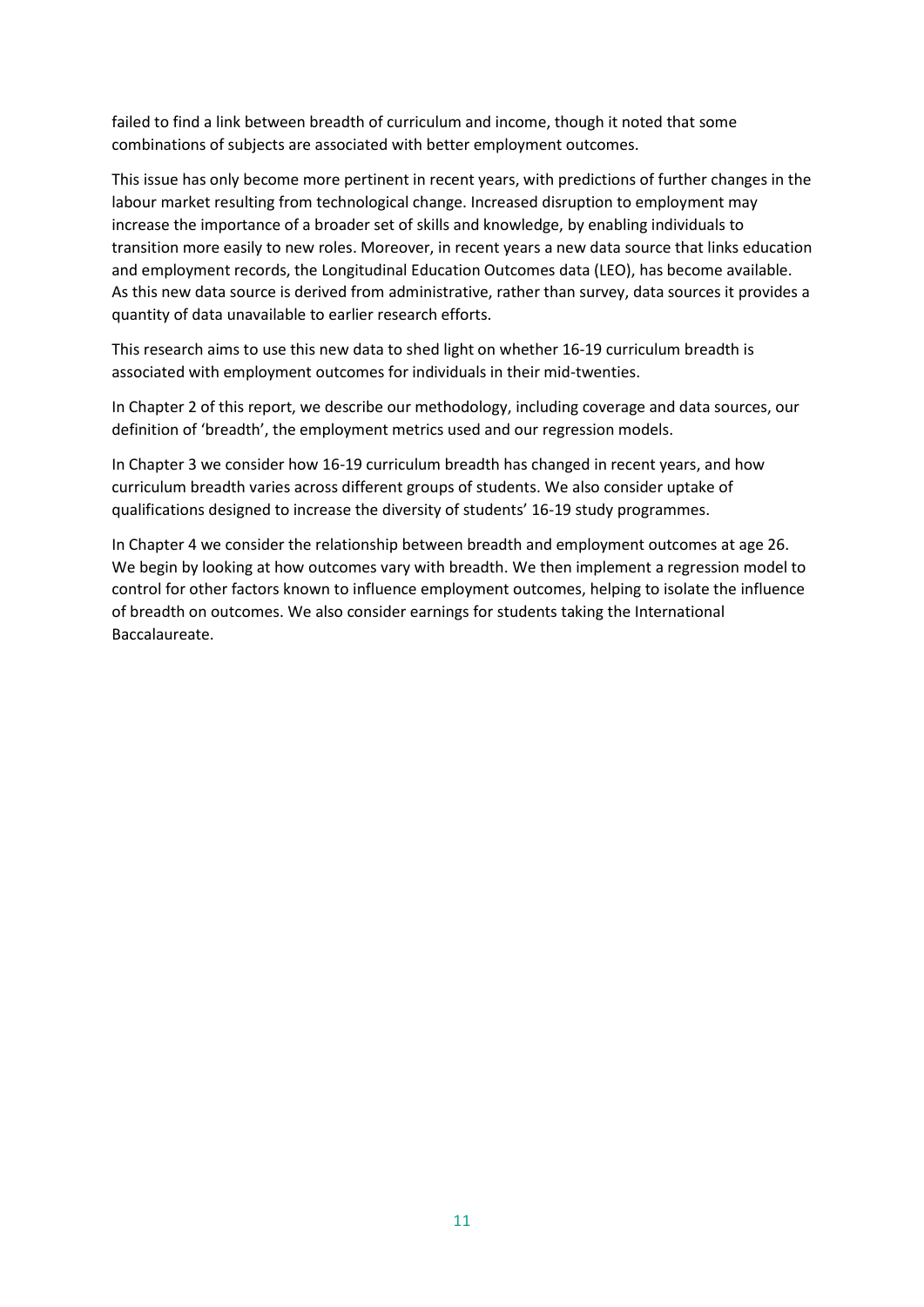failed to find a link between breadth of curriculum and income, though it noted that some combinations of subjects are associated with better employment outcomes.

This issue has only become more pertinent in recent years, with predictions of further changes in the labour market resulting from technological change. Increased disruption to employment may increase the importance of a broader set of skills and knowledge, by enabling individuals to transition more easily to new roles. Moreover, in recent years a new data source that links education and employment records, the Longitudinal Education Outcomes data (LEO), has become available. As this new data source is derived from administrative, rather than survey, data sources it provides a quantity of data unavailable to earlier research efforts.

This research aims to use this new data to shed light on whether 16-19 curriculum breadth is associated with employment outcomes for individuals in their mid-twenties.

In Chapter 2 of this report, we describe our methodology, including coverage and data sources, our definition of 'breadth', the employment metrics used and our regression models.

In Chapter 3 we consider how 16-19 curriculum breadth has changed in recent years, and how curriculum breadth varies across different groups of students. We also consider uptake of qualifications designed to increase the diversity of students' 16-19 study programmes.

In Chapter 4 we consider the relationship between breadth and employment outcomes at age 26. We begin by looking at how outcomes vary with breadth. We then implement a regression model to control for other factors known to influence employment outcomes, helping to isolate the influence of breadth on outcomes. We also consider earnings for students taking the International Baccalaureate.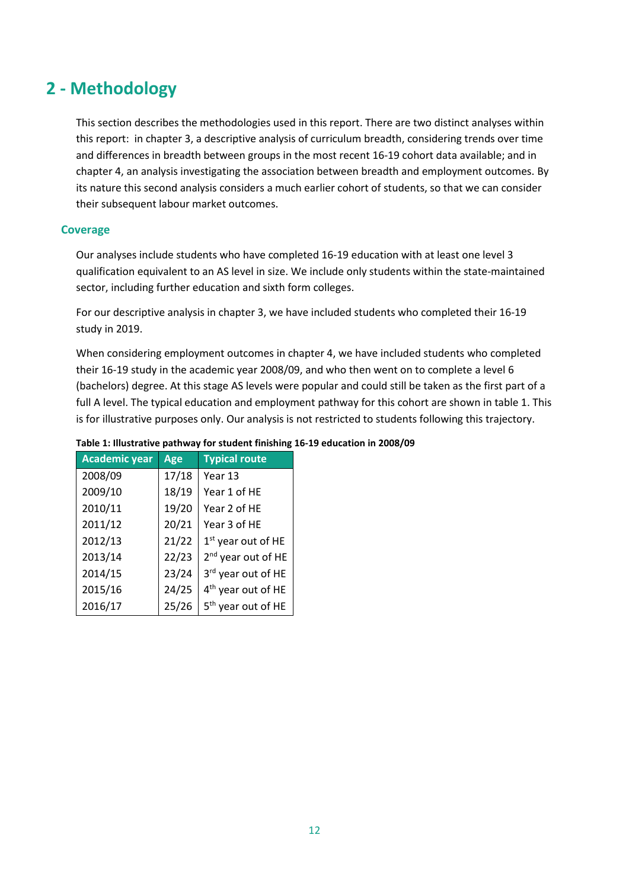# 2 - Methodology

This section describes the methodologies used in this report. There are two distinct analyses within this report: in chapter 3, a descriptive analysis of curriculum breadth, considering trends over time and differences in breadth between groups in the most recent 16-19 cohort data available; and in chapter 4, an analysis investigating the association between breadth and employment outcomes. By its nature this second analysis considers a much earlier cohort of students, so that we can consider their subsequent labour market outcomes.

## Coverage

Our analyses include students who have completed 16-19 education with at least one level 3 qualification equivalent to an AS level in size. We include only students within the state-maintained sector, including further education and sixth form colleges.

For our descriptive analysis in chapter 3, we have included students who completed their 16-19 study in 2019.

When considering employment outcomes in chapter 4, we have included students who completed their 16-19 study in the academic year 2008/09, and who then went on to complete a level 6 (bachelors) degree. At this stage AS levels were popular and could still be taken as the first part of a full A level. The typical education and employment pathway for this cohort are shown in table 1. This is for illustrative purposes only. Our analysis is not restricted to students following this trajectory.

**Table 1: Illustrative pathway for student finishing 16-19 education in 2008/09**

| Academic year | Age | Typical route |
|---|---|---|
| 2008/09 | 17/18 | Year 13 |
| 2009/10 | 18/19 | Year 1 of HE |
| 2010/11 | 19/20 | Year 2 of HE |
| 2011/12 | 20/21 | Year 3 of HE |
| 2012/13 | 21/22 | 1st year out of HE |
| 2013/14 | 22/23 | 2nd year out of HE |
| 2014/15 | 23/24 | 3rd year out of HE |
| 2015/16 | 24/25 | 4th year out of HE |
| 2016/17 | 25/26 | 5th year out of HE |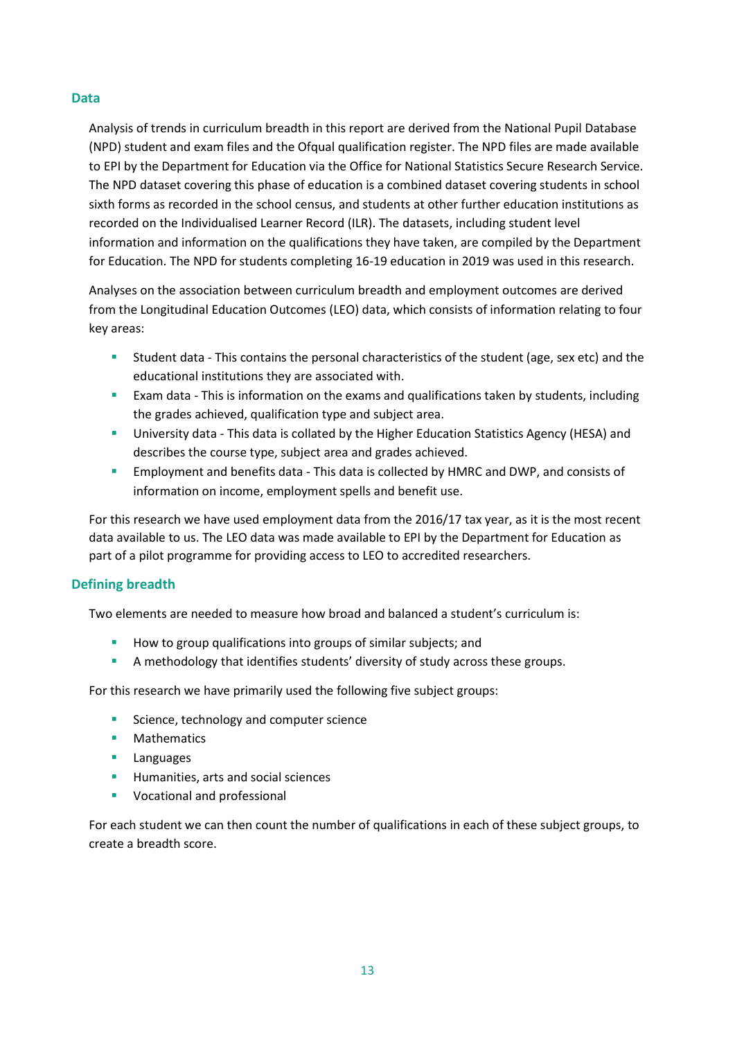## Data

Analysis of trends in curriculum breadth in this report are derived from the National Pupil Database (NPD) student and exam files and the Ofqual qualification register. The NPD files are made available to EPI by the Department for Education via the Office for National Statistics Secure Research Service. The NPD dataset covering this phase of education is a combined dataset covering students in school sixth forms as recorded in the school census, and students at other further education institutions as recorded on the Individualised Learner Record (ILR). The datasets, including student level information and information on the qualifications they have taken, are compiled by the Department for Education. The NPD for students completing 16-19 education in 2019 was used in this research.

Analyses on the association between curriculum breadth and employment outcomes are derived from the Longitudinal Education Outcomes (LEO) data, which consists of information relating to four key areas:

- Student data - This contains the personal characteristics of the student (age, sex etc) and the educational institutions they are associated with.
- Exam data - This is information on the exams and qualifications taken by students, including the grades achieved, qualification type and subject area.
- University data - This data is collated by the Higher Education Statistics Agency (HESA) and describes the course type, subject area and grades achieved.
- Employment and benefits data - This data is collected by HMRC and DWP, and consists of information on income, employment spells and benefit use.

For this research we have used employment data from the 2016/17 tax year, as it is the most recent data available to us. The LEO data was made available to EPI by the Department for Education as part of a pilot programme for providing access to LEO to accredited researchers.

## Defining breadth

Two elements are needed to measure how broad and balanced a student's curriculum is:

- How to group qualifications into groups of similar subjects; and
- A methodology that identifies students' diversity of study across these groups.

For this research we have primarily used the following five subject groups:

- Science, technology and computer science
- Mathematics
- Languages
- Humanities, arts and social sciences
- Vocational and professional

For each student we can then count the number of qualifications in each of these subject groups, to create a breadth score.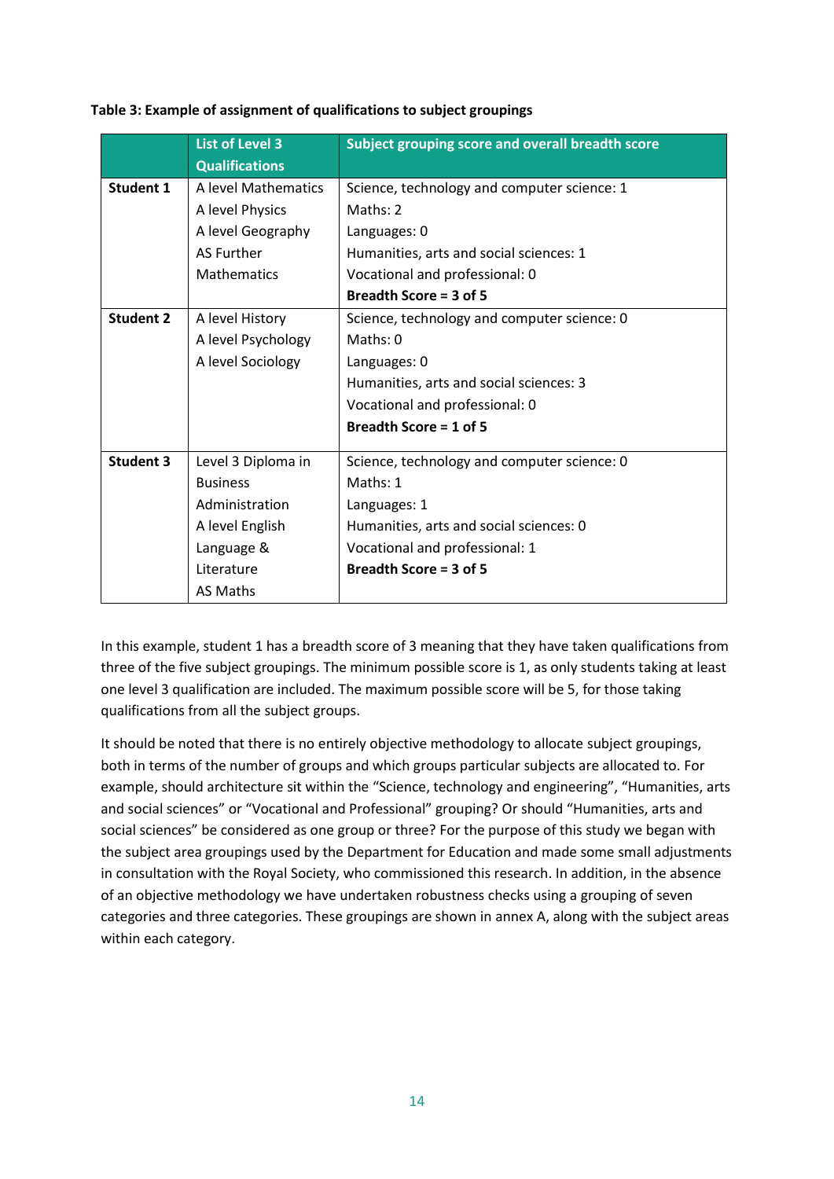**Table 3: Example of assignment of qualifications to subject groupings**

| | List of Level 3 Qualifications | Subject grouping score and overall breadth score |
|---|---|---|
| **Student 1** | A level Mathematics<br>A level Physics<br>A level Geography<br>AS Further Mathematics | Science, technology and computer science: 1<br>Maths: 2<br>Languages: 0<br>Humanities, arts and social sciences: 1<br>Vocational and professional: 0<br>**Breadth Score = 3 of 5** |
| **Student 2** | A level History<br>A level Psychology<br>A level Sociology | Science, technology and computer science: 0<br>Maths: 0<br>Languages: 0<br>Humanities, arts and social sciences: 3<br>Vocational and professional: 0<br>**Breadth Score = 1 of 5** |
| **Student 3** | Level 3 Diploma in Business Administration<br>A level English Language & Literature<br>AS Maths | Science, technology and computer science: 0<br>Maths: 1<br>Languages: 1<br>Humanities, arts and social sciences: 0<br>Vocational and professional: 1<br>**Breadth Score = 3 of 5** |

In this example, student 1 has a breadth score of 3 meaning that they have taken qualifications from three of the five subject groupings. The minimum possible score is 1, as only students taking at least one level 3 qualification are included. The maximum possible score will be 5, for those taking qualifications from all the subject groups.

It should be noted that there is no entirely objective methodology to allocate subject groupings, both in terms of the number of groups and which groups particular subjects are allocated to. For example, should architecture sit within the "Science, technology and engineering", "Humanities, arts and social sciences" or "Vocational and Professional" grouping? Or should "Humanities, arts and social sciences" be considered as one group or three? For the purpose of this study we began with the subject area groupings used by the Department for Education and made some small adjustments in consultation with the Royal Society, who commissioned this research. In addition, in the absence of an objective methodology we have undertaken robustness checks using a grouping of seven categories and three categories. These groupings are shown in annex A, along with the subject areas within each category.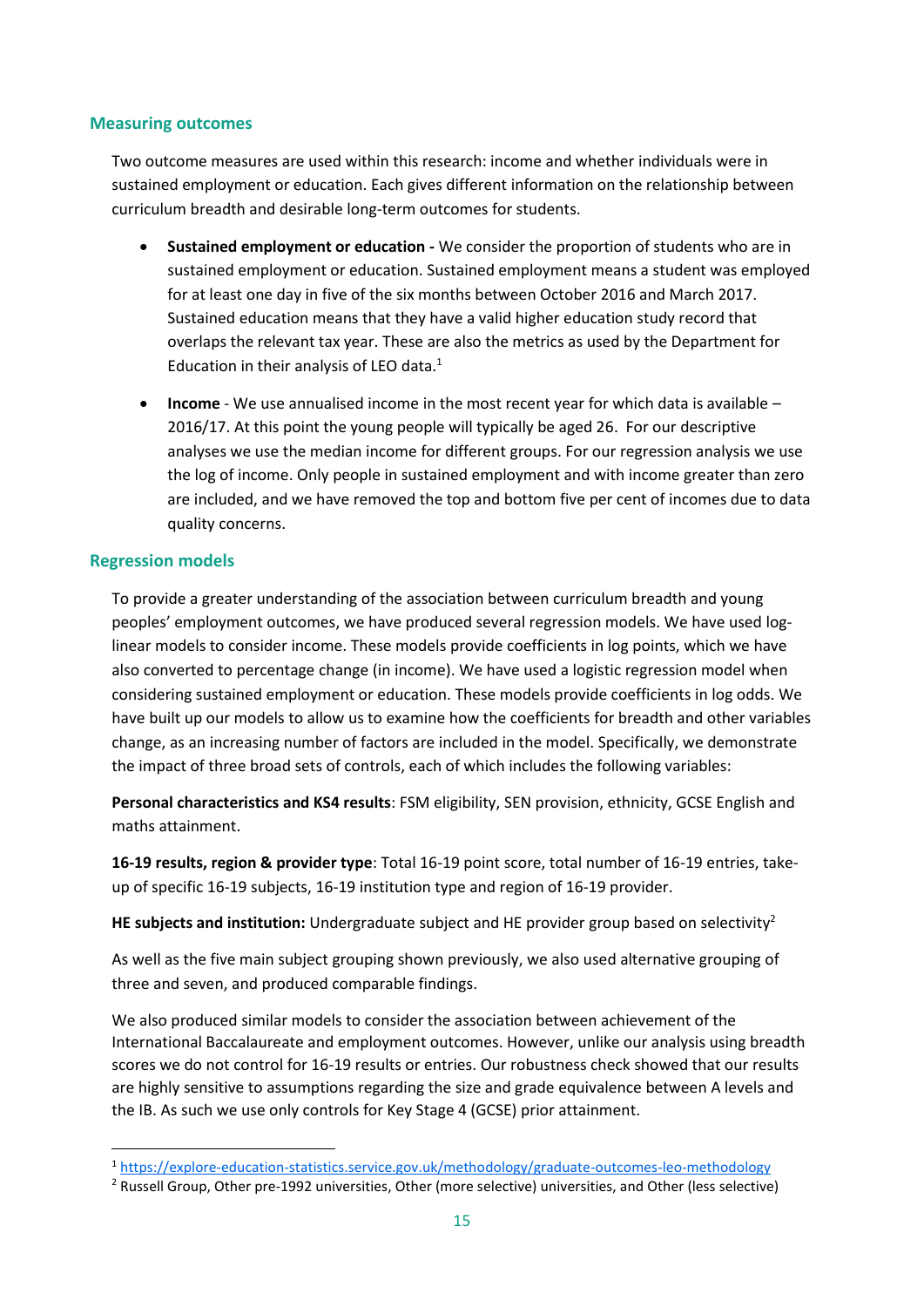## Measuring outcomes

Two outcome measures are used within this research: income and whether individuals were in sustained employment or education. Each gives different information on the relationship between curriculum breadth and desirable long-term outcomes for students.

- **Sustained employment or education -** We consider the proportion of students who are in sustained employment or education. Sustained employment means a student was employed for at least one day in five of the six months between October 2016 and March 2017. Sustained education means that they have a valid higher education study record that overlaps the relevant tax year. These are also the metrics as used by the Department for Education in their analysis of LEO data.[1]
- **Income** - We use annualised income in the most recent year for which data is available – 2016/17. At this point the young people will typically be aged 26. For our descriptive analyses we use the median income for different groups. For our regression analysis we use the log of income. Only people in sustained employment and with income greater than zero are included, and we have removed the top and bottom five per cent of incomes due to data quality concerns.

## Regression models

To provide a greater understanding of the association between curriculum breadth and young peoples' employment outcomes, we have produced several regression models. We have used log-linear models to consider income. These models provide coefficients in log points, which we have also converted to percentage change (in income). We have used a logistic regression model when considering sustained employment or education. These models provide coefficients in log odds. We have built up our models to allow us to examine how the coefficients for breadth and other variables change, as an increasing number of factors are included in the model. Specifically, we demonstrate the impact of three broad sets of controls, each of which includes the following variables:

**Personal characteristics and KS4 results**: FSM eligibility, SEN provision, ethnicity, GCSE English and maths attainment.

**16-19 results, region & provider type**: Total 16-19 point score, total number of 16-19 entries, take-up of specific 16-19 subjects, 16-19 institution type and region of 16-19 provider.

**HE subjects and institution:** Undergraduate subject and HE provider group based on selectivity[2]

As well as the five main subject grouping shown previously, we also used alternative grouping of three and seven, and produced comparable findings.

We also produced similar models to consider the association between achievement of the International Baccalaureate and employment outcomes. However, unlike our analysis using breadth scores we do not control for 16-19 results or entries. Our robustness check showed that our results are highly sensitive to assumptions regarding the size and grade equivalence between A levels and the IB. As such we use only controls for Key Stage 4 (GCSE) prior attainment.

---

[1] https://explore-education-statistics.service.gov.uk/methodology/graduate-outcomes-leo-methodology

[2] Russell Group, Other pre-1992 universities, Other (more selective) universities, and Other (less selective)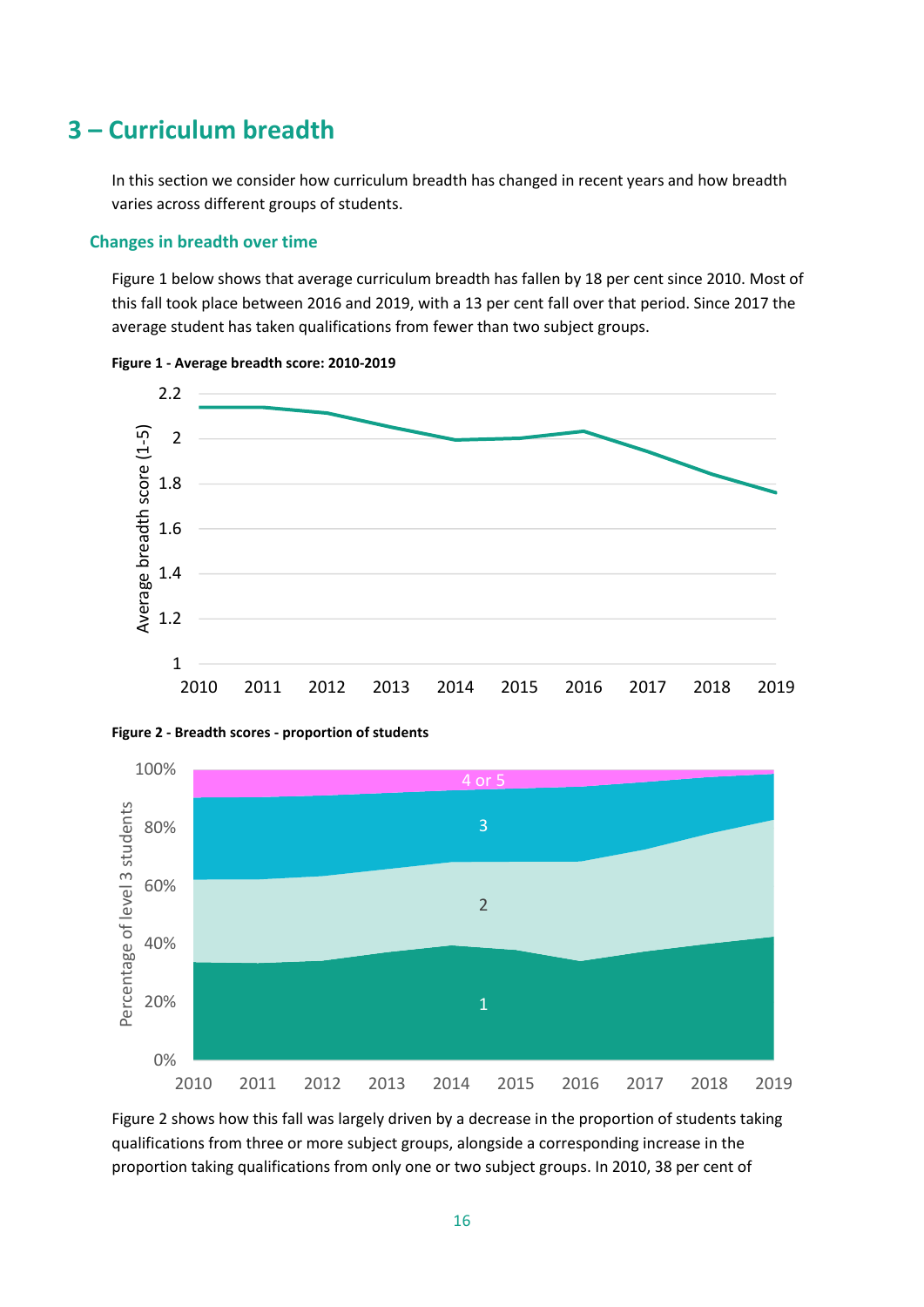## 3 – Curriculum breadth

In this section we consider how curriculum breadth has changed in recent years and how breadth varies across different groups of students.

### Changes in breadth over time

Figure 1 below shows that average curriculum breadth has fallen by 18 per cent since 2010. Most of this fall took place between 2016 and 2019, with a 13 per cent fall over that period. Since 2017 the average student has taken qualifications from fewer than two subject groups.

**Figure 1 - Average breadth score: 2010-2019**

**Figure 2 - Breadth scores - proportion of students**

Figure 2 shows how this fall was largely driven by a decrease in the proportion of students taking qualifications from three or more subject groups, alongside a corresponding increase in the proportion taking qualifications from only one or two subject groups. In 2010, 38 per cent of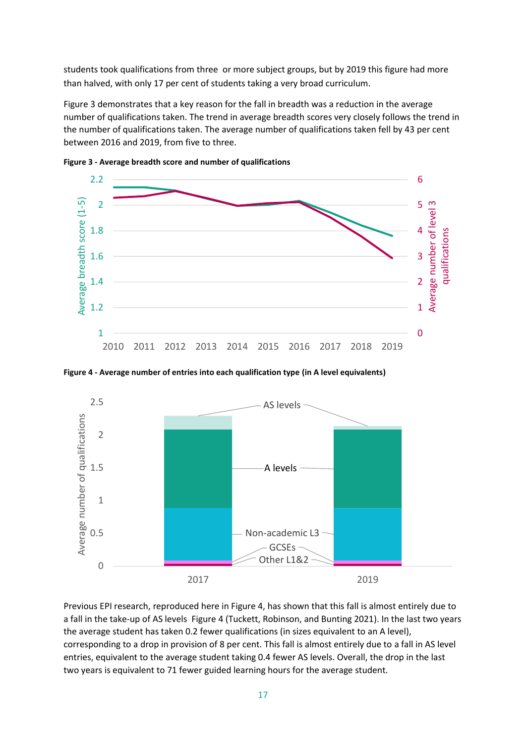students took qualifications from three or more subject groups, but by 2019 this figure had more than halved, with only 17 per cent of students taking a very broad curriculum.

Figure 3 demonstrates that a key reason for the fall in breadth was a reduction in the average number of qualifications taken. The trend in average breadth scores very closely follows the trend in the number of qualifications taken. The average number of qualifications taken fell by 43 per cent between 2016 and 2019, from five to three.

**Figure 3 - Average breadth score and number of qualifications**

**Figure 4 - Average number of entries into each qualification type (in A level equivalents)**

Previous EPI research, reproduced here in Figure 4, has shown that this fall is almost entirely due to a fall in the take-up of AS levels Figure 4 (Tuckett, Robinson, and Bunting 2021). In the last two years the average student has taken 0.2 fewer qualifications (in sizes equivalent to an A level), corresponding to a drop in provision of 8 per cent. This fall is almost entirely due to a fall in AS level entries, equivalent to the average student taking 0.4 fewer AS levels. Overall, the drop in the last two years is equivalent to 71 fewer guided learning hours for the average student.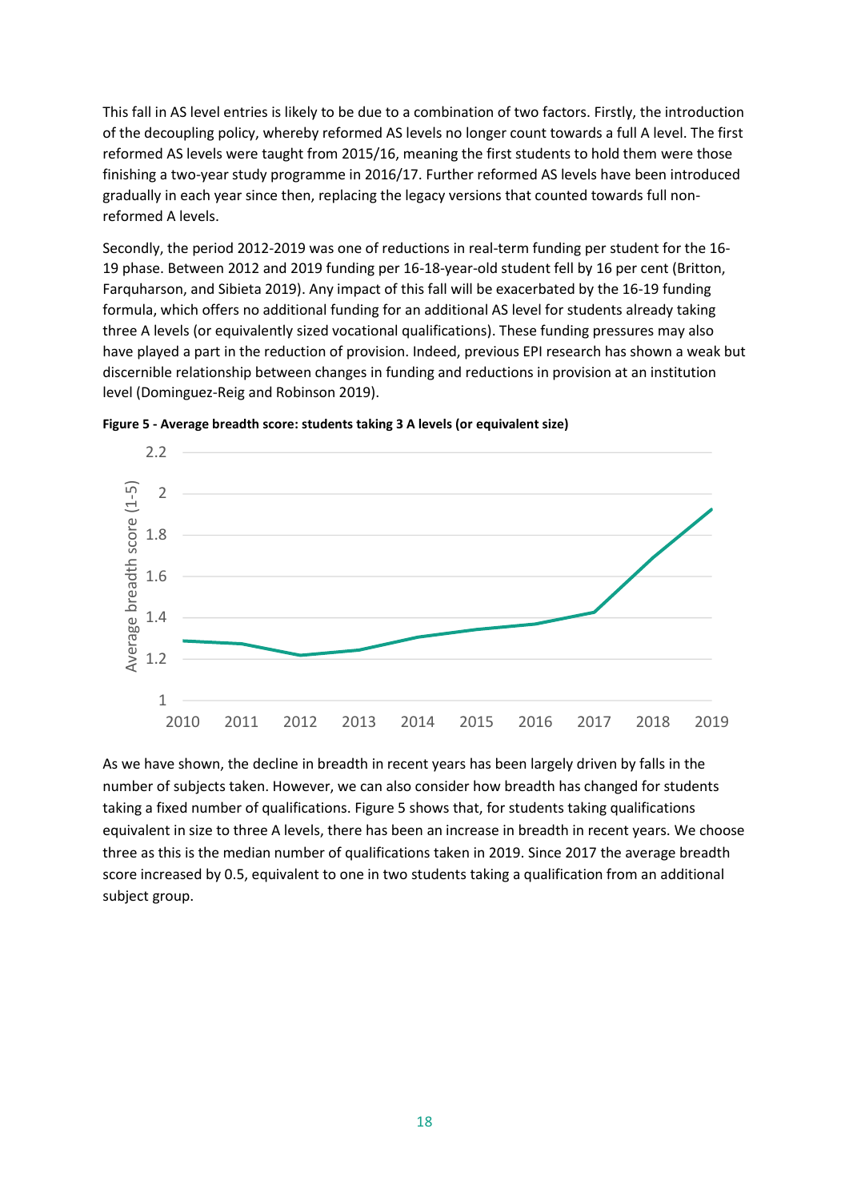This fall in AS level entries is likely to be due to a combination of two factors. Firstly, the introduction of the decoupling policy, whereby reformed AS levels no longer count towards a full A level. The first reformed AS levels were taught from 2015/16, meaning the first students to hold them were those finishing a two-year study programme in 2016/17. Further reformed AS levels have been introduced gradually in each year since then, replacing the legacy versions that counted towards full non-reformed A levels.

Secondly, the period 2012-2019 was one of reductions in real-term funding per student for the 16-19 phase. Between 2012 and 2019 funding per 16-18-year-old student fell by 16 per cent (Britton, Farquharson, and Sibieta 2019). Any impact of this fall will be exacerbated by the 16-19 funding formula, which offers no additional funding for an additional AS level for students already taking three A levels (or equivalently sized vocational qualifications). These funding pressures may also have played a part in the reduction of provision. Indeed, previous EPI research has shown a weak but discernible relationship between changes in funding and reductions in provision at an institution level (Dominguez-Reig and Robinson 2019).

**Figure 5 - Average breadth score: students taking 3 A levels (or equivalent size)**

As we have shown, the decline in breadth in recent years has been largely driven by falls in the number of subjects taken. However, we can also consider how breadth has changed for students taking a fixed number of qualifications. Figure 5 shows that, for students taking qualifications equivalent in size to three A levels, there has been an increase in breadth in recent years. We choose three as this is the median number of qualifications taken in 2019. Since 2017 the average breadth score increased by 0.5, equivalent to one in two students taking a qualification from an additional subject group.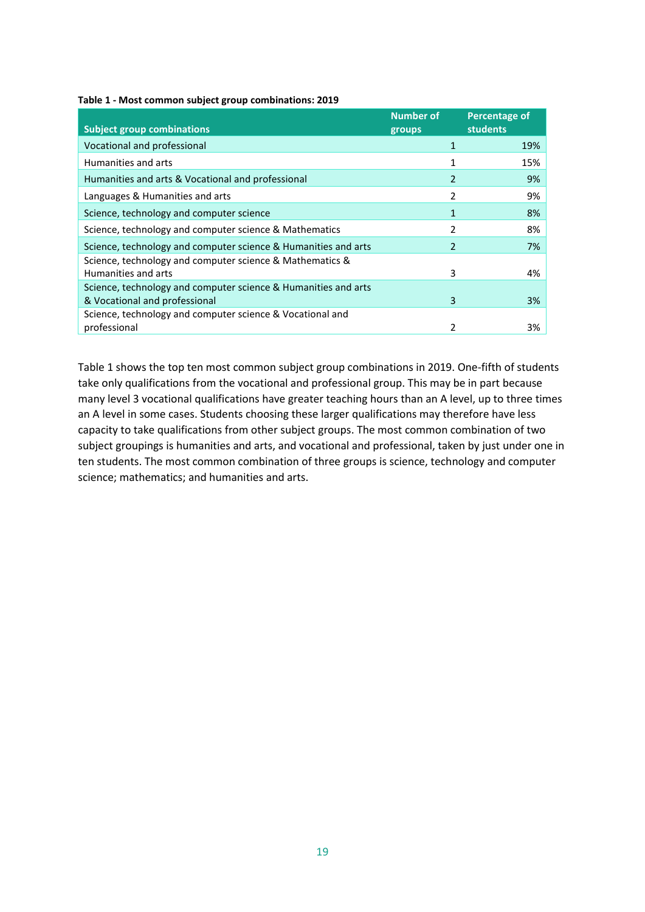**Table 1 - Most common subject group combinations: 2019**

| Subject group combinations | Number of groups | Percentage of students |
|---|---|---|
| Vocational and professional | 1 | 19% |
| Humanities and arts | 1 | 15% |
| Humanities and arts & Vocational and professional | 2 | 9% |
| Languages & Humanities and arts | 2 | 9% |
| Science, technology and computer science | 1 | 8% |
| Science, technology and computer science & Mathematics | 2 | 8% |
| Science, technology and computer science & Humanities and arts | 2 | 7% |
| Science, technology and computer science & Mathematics & Humanities and arts | 3 | 4% |
| Science, technology and computer science & Humanities and arts & Vocational and professional | 3 | 3% |
| Science, technology and computer science & Vocational and professional | 2 | 3% |

Table 1 shows the top ten most common subject group combinations in 2019. One-fifth of students take only qualifications from the vocational and professional group. This may be in part because many level 3 vocational qualifications have greater teaching hours than an A level, up to three times an A level in some cases. Students choosing these larger qualifications may therefore have less capacity to take qualifications from other subject groups. The most common combination of two subject groupings is humanities and arts, and vocational and professional, taken by just under one in ten students. The most common combination of three groups is science, technology and computer science; mathematics; and humanities and arts.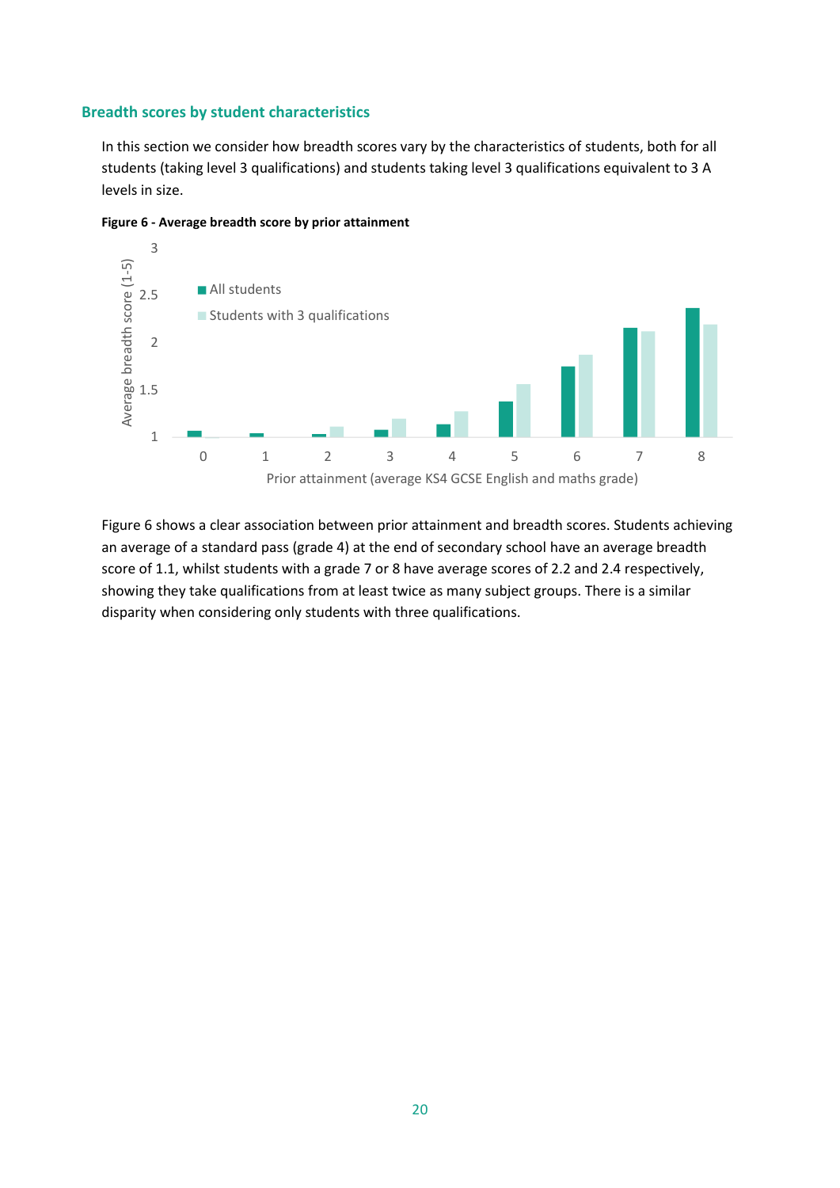### Breadth scores by student characteristics

In this section we consider how breadth scores vary by the characteristics of students, both for all students (taking level 3 qualifications) and students taking level 3 qualifications equivalent to 3 A levels in size.

**Figure 6 - Average breadth score by prior attainment**

Figure 6 shows a clear association between prior attainment and breadth scores. Students achieving an average of a standard pass (grade 4) at the end of secondary school have an average breadth score of 1.1, whilst students with a grade 7 or 8 have average scores of 2.2 and 2.4 respectively, showing they take qualifications from at least twice as many subject groups. There is a similar disparity when considering only students with three qualifications.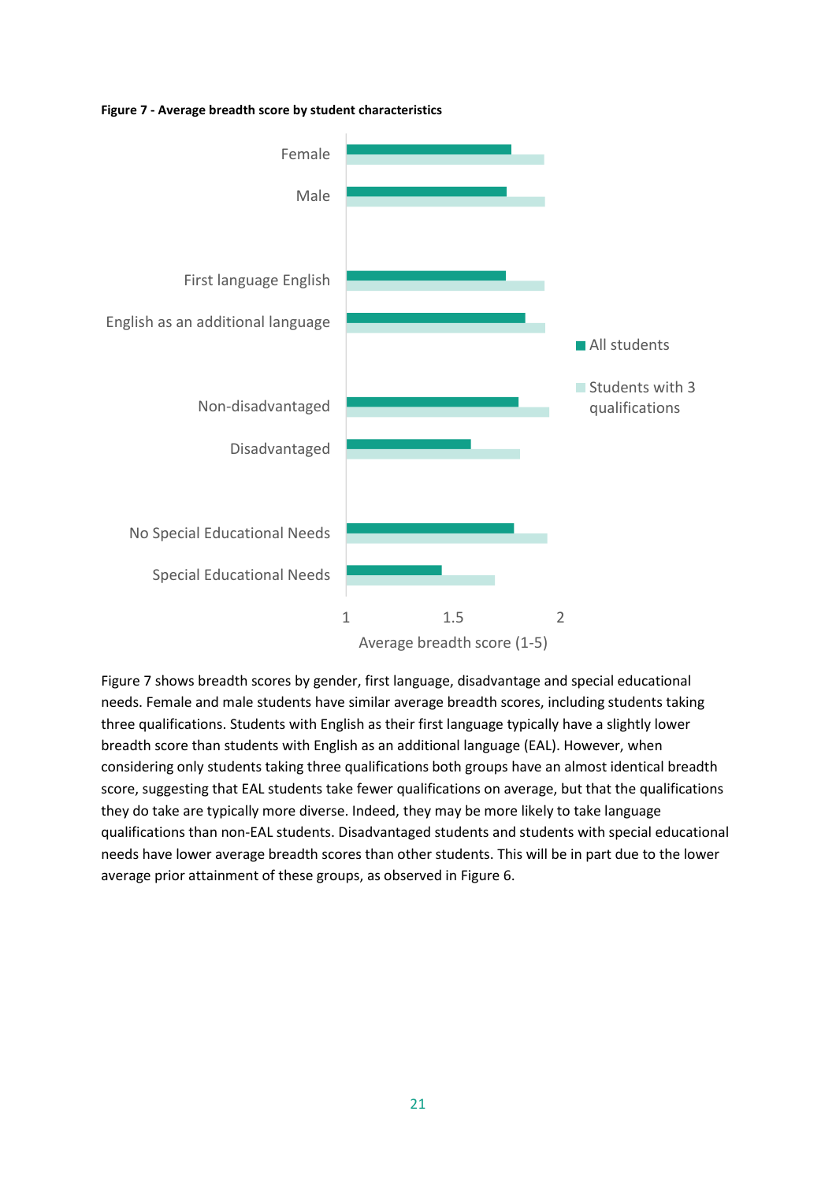**Figure 7 - Average breadth score by student characteristics**

Figure 7 shows breadth scores by gender, first language, disadvantage and special educational needs. Female and male students have similar average breadth scores, including students taking three qualifications. Students with English as their first language typically have a slightly lower breadth score than students with English as an additional language (EAL). However, when considering only students taking three qualifications both groups have an almost identical breadth score, suggesting that EAL students take fewer qualifications on average, but that the qualifications they do take are typically more diverse. Indeed, they may be more likely to take language qualifications than non-EAL students. Disadvantaged students and students with special educational needs have lower average breadth scores than other students. This will be in part due to the lower average prior attainment of these groups, as observed in Figure 6.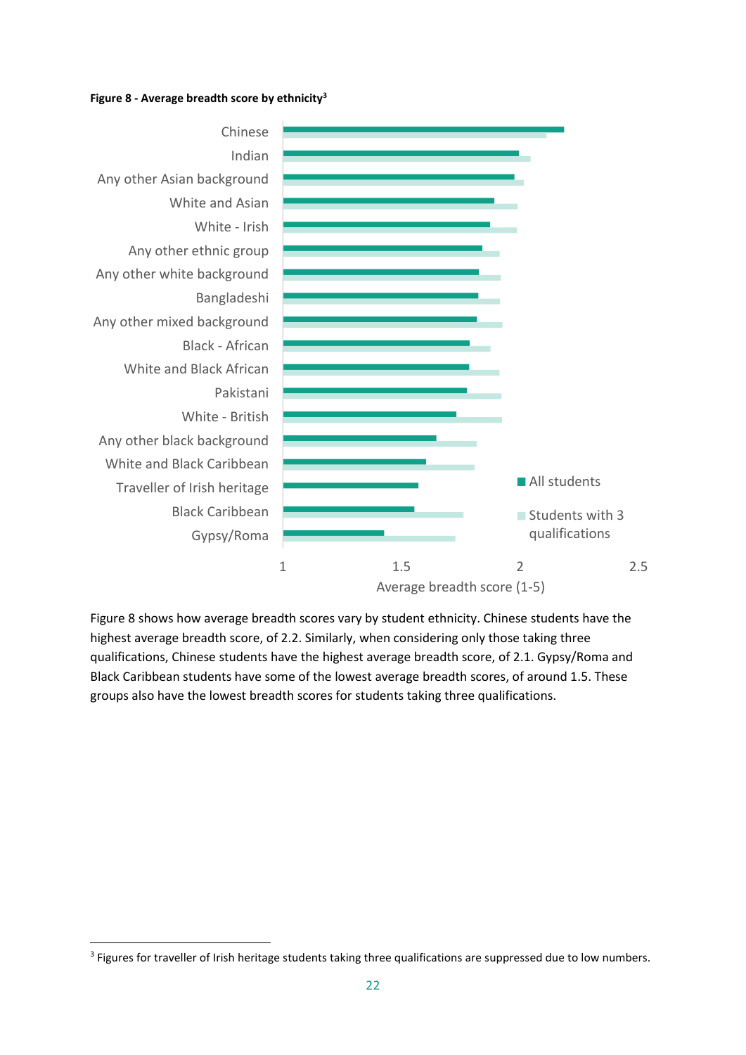**Figure 8 - Average breadth score by ethnicity[3]**

Figure 8 shows how average breadth scores vary by student ethnicity. Chinese students have the highest average breadth score, of 2.2. Similarly, when considering only those taking three qualifications, Chinese students have the highest average breadth score, of 2.1. Gypsy/Roma and Black Caribbean students have some of the lowest average breadth scores, of around 1.5. These groups also have the lowest breadth scores for students taking three qualifications.

[3] Figures for traveller of Irish heritage students taking three qualifications are suppressed due to low numbers.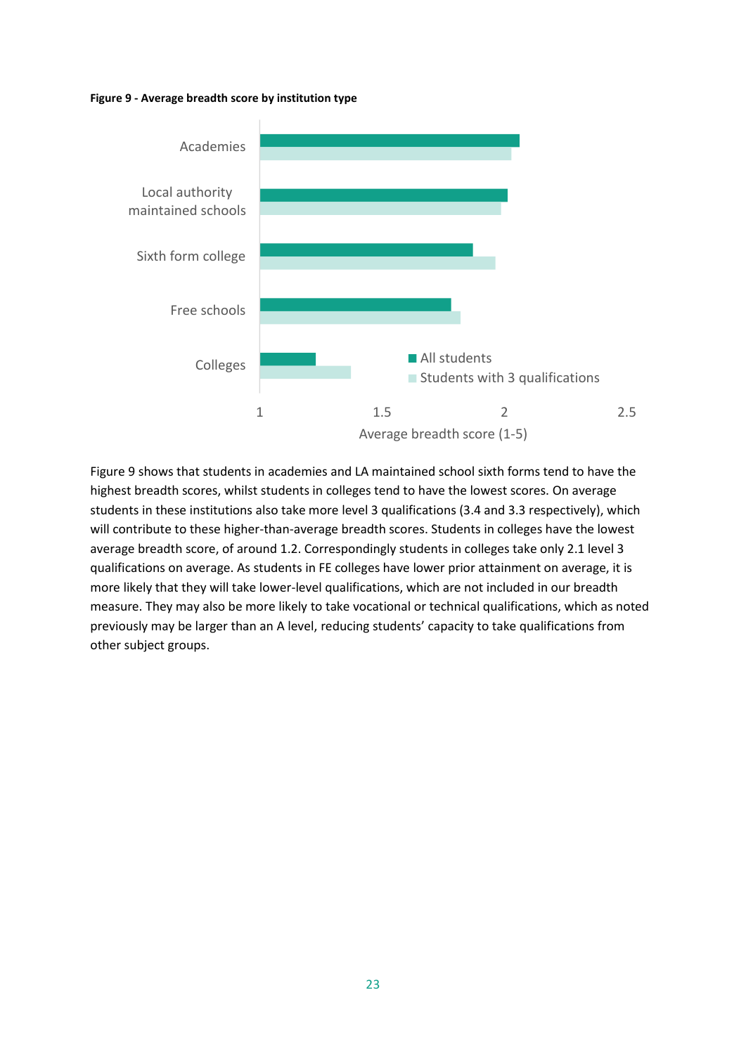**Figure 9 - Average breadth score by institution type**

Figure 9 shows that students in academies and LA maintained school sixth forms tend to have the highest breadth scores, whilst students in colleges tend to have the lowest scores. On average students in these institutions also take more level 3 qualifications (3.4 and 3.3 respectively), which will contribute to these higher-than-average breadth scores. Students in colleges have the lowest average breadth score, of around 1.2. Correspondingly students in colleges take only 2.1 level 3 qualifications on average. As students in FE colleges have lower prior attainment on average, it is more likely that they will take lower-level qualifications, which are not included in our breadth measure. They may also be more likely to take vocational or technical qualifications, which as noted previously may be larger than an A level, reducing students' capacity to take qualifications from other subject groups.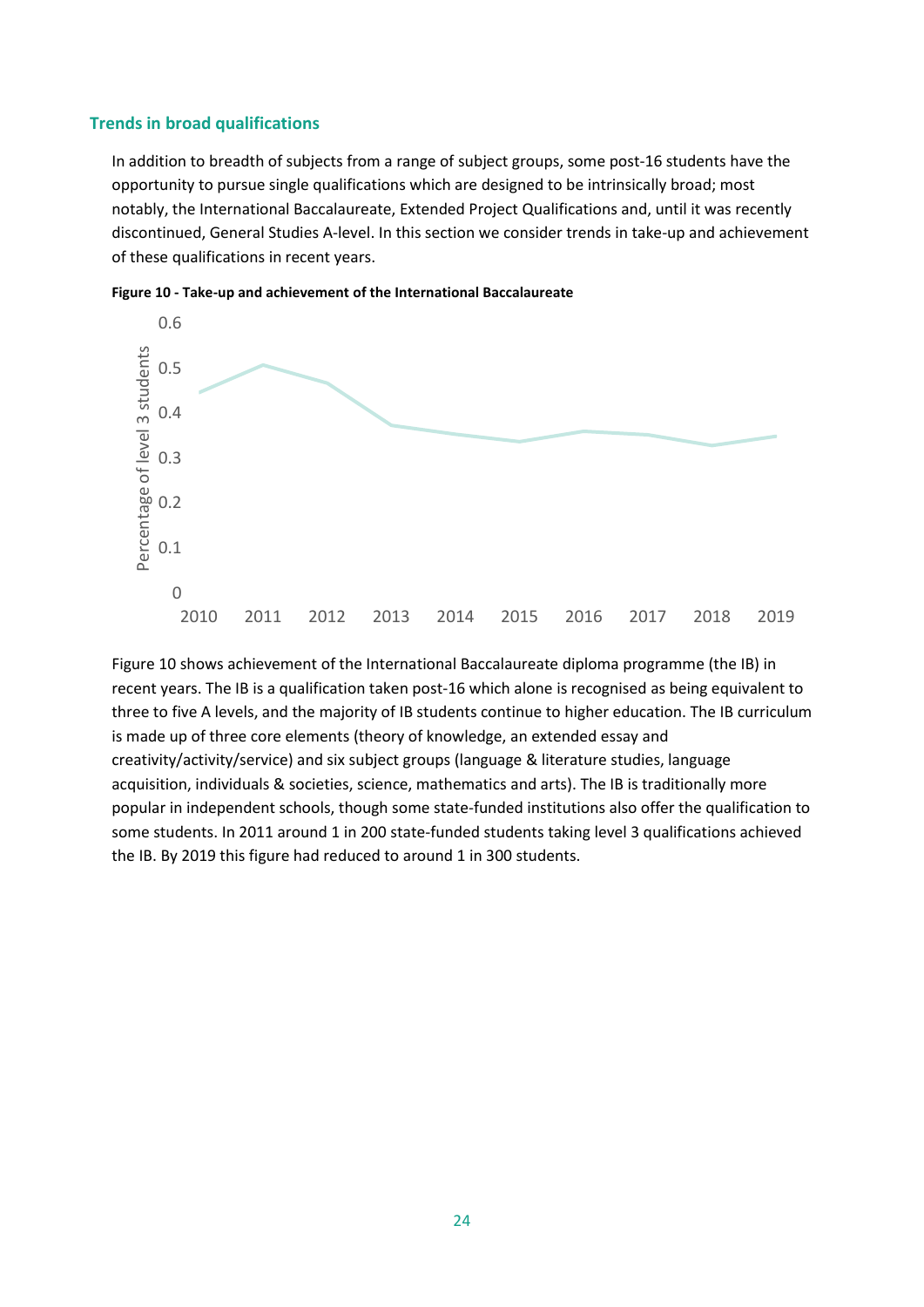## Trends in broad qualifications

In addition to breadth of subjects from a range of subject groups, some post-16 students have the opportunity to pursue single qualifications which are designed to be intrinsically broad; most notably, the International Baccalaureate, Extended Project Qualifications and, until it was recently discontinued, General Studies A-level. In this section we consider trends in take-up and achievement of these qualifications in recent years.

**Figure 10 - Take-up and achievement of the International Baccalaureate**

Figure 10 shows achievement of the International Baccalaureate diploma programme (the IB) in recent years. The IB is a qualification taken post-16 which alone is recognised as being equivalent to three to five A levels, and the majority of IB students continue to higher education. The IB curriculum is made up of three core elements (theory of knowledge, an extended essay and creativity/activity/service) and six subject groups (language & literature studies, language acquisition, individuals & societies, science, mathematics and arts). The IB is traditionally more popular in independent schools, though some state-funded institutions also offer the qualification to some students. In 2011 around 1 in 200 state-funded students taking level 3 qualifications achieved the IB. By 2019 this figure had reduced to around 1 in 300 students.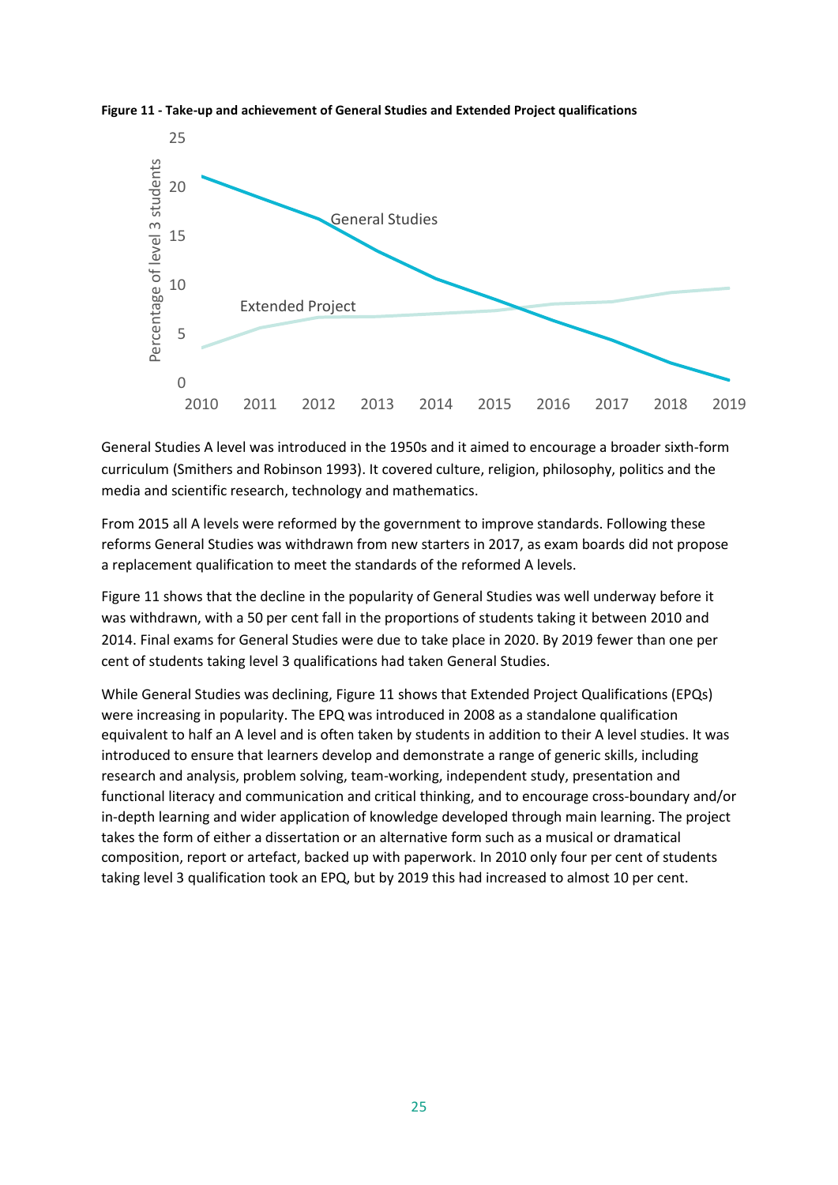**Figure 11 - Take-up and achievement of General Studies and Extended Project qualifications**

General Studies A level was introduced in the 1950s and it aimed to encourage a broader sixth-form curriculum (Smithers and Robinson 1993). It covered culture, religion, philosophy, politics and the media and scientific research, technology and mathematics.

From 2015 all A levels were reformed by the government to improve standards. Following these reforms General Studies was withdrawn from new starters in 2017, as exam boards did not propose a replacement qualification to meet the standards of the reformed A levels.

Figure 11 shows that the decline in the popularity of General Studies was well underway before it was withdrawn, with a 50 per cent fall in the proportions of students taking it between 2010 and 2014. Final exams for General Studies were due to take place in 2020. By 2019 fewer than one per cent of students taking level 3 qualifications had taken General Studies.

While General Studies was declining, Figure 11 shows that Extended Project Qualifications (EPQs) were increasing in popularity. The EPQ was introduced in 2008 as a standalone qualification equivalent to half an A level and is often taken by students in addition to their A level studies. It was introduced to ensure that learners develop and demonstrate a range of generic skills, including research and analysis, problem solving, team-working, independent study, presentation and functional literacy and communication and critical thinking, and to encourage cross-boundary and/or in-depth learning and wider application of knowledge developed through main learning. The project takes the form of either a dissertation or an alternative form such as a musical or dramatical composition, report or artefact, backed up with paperwork. In 2010 only four per cent of students taking level 3 qualification took an EPQ, but by 2019 this had increased to almost 10 per cent.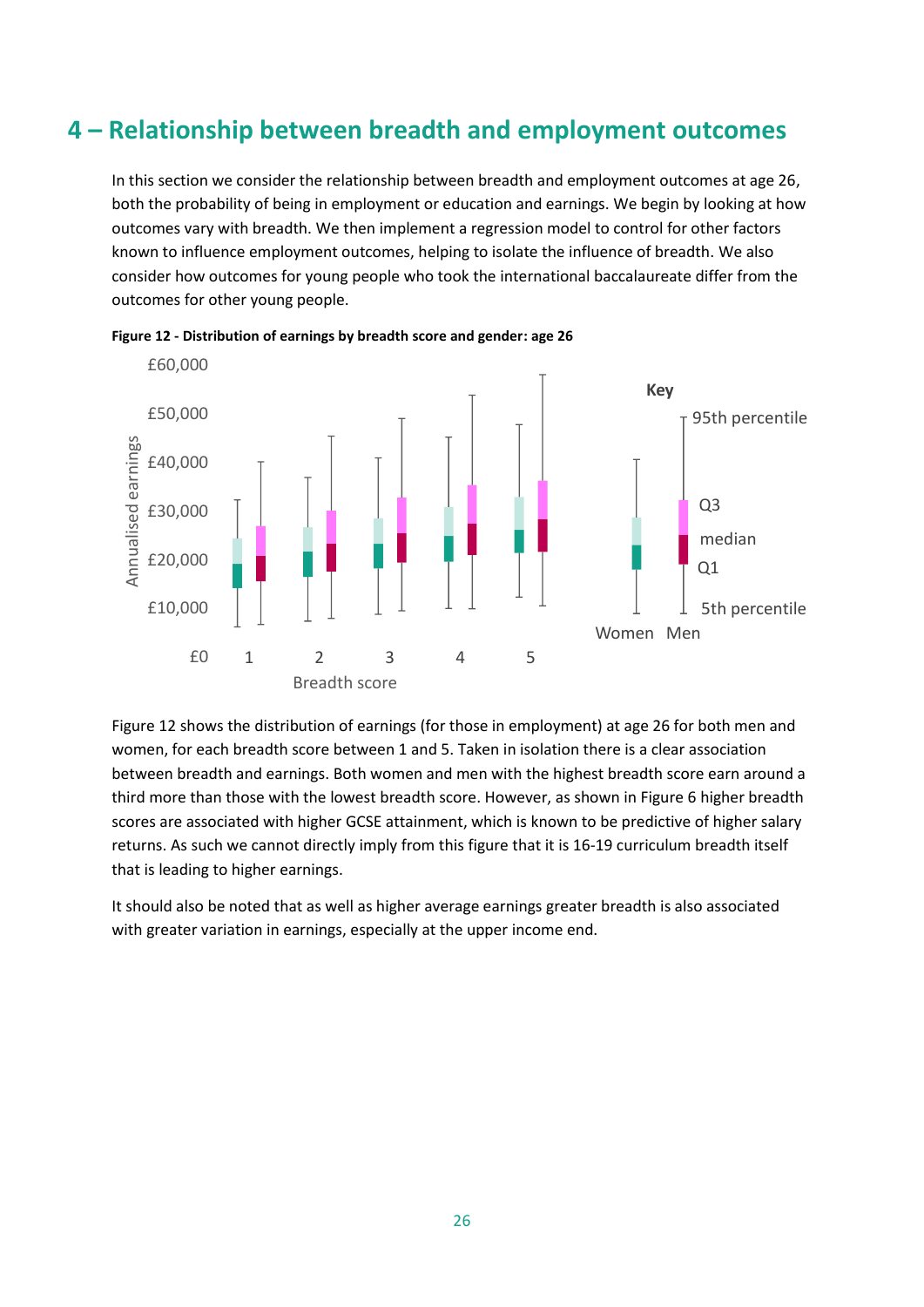## 4 – Relationship between breadth and employment outcomes

In this section we consider the relationship between breadth and employment outcomes at age 26, both the probability of being in employment or education and earnings. We begin by looking at how outcomes vary with breadth. We then implement a regression model to control for other factors known to influence employment outcomes, helping to isolate the influence of breadth. We also consider how outcomes for young people who took the international baccalaureate differ from the outcomes for other young people.

**Figure 12 - Distribution of earnings by breadth score and gender: age 26**

Figure 12 shows the distribution of earnings (for those in employment) at age 26 for both men and women, for each breadth score between 1 and 5. Taken in isolation there is a clear association between breadth and earnings. Both women and men with the highest breadth score earn around a third more than those with the lowest breadth score. However, as shown in Figure 6 higher breadth scores are associated with higher GCSE attainment, which is known to be predictive of higher salary returns. As such we cannot directly imply from this figure that it is 16-19 curriculum breadth itself that is leading to higher earnings.

It should also be noted that as well as higher average earnings greater breadth is also associated with greater variation in earnings, especially at the upper income end.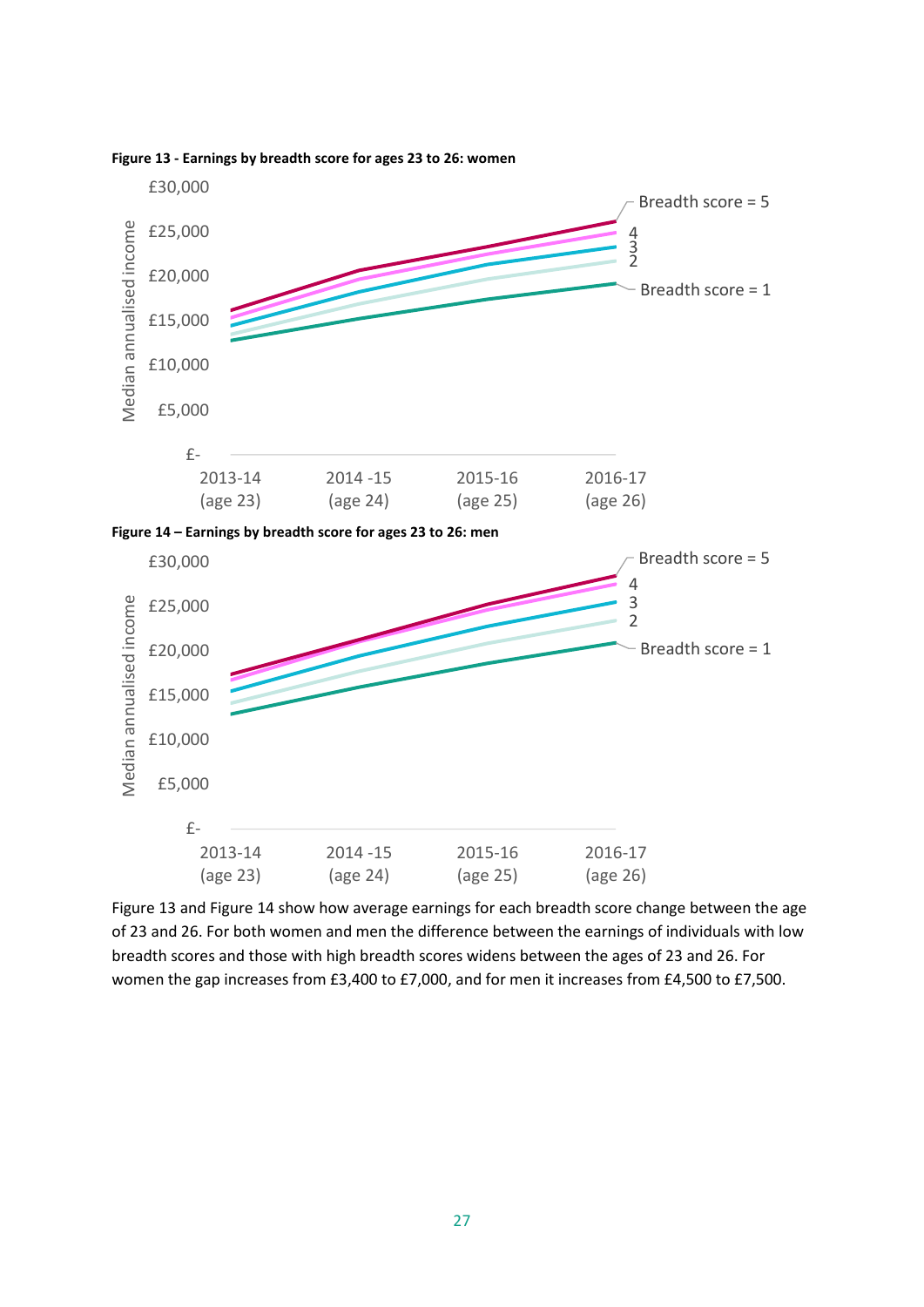**Figure 13 - Earnings by breadth score for ages 23 to 26: women**

**Figure 14 – Earnings by breadth score for ages 23 to 26: men**

Figure 13 and Figure 14 show how average earnings for each breadth score change between the age of 23 and 26. For both women and men the difference between the earnings of individuals with low breadth scores and those with high breadth scores widens between the ages of 23 and 26. For women the gap increases from £3,400 to £7,000, and for men it increases from £4,500 to £7,500.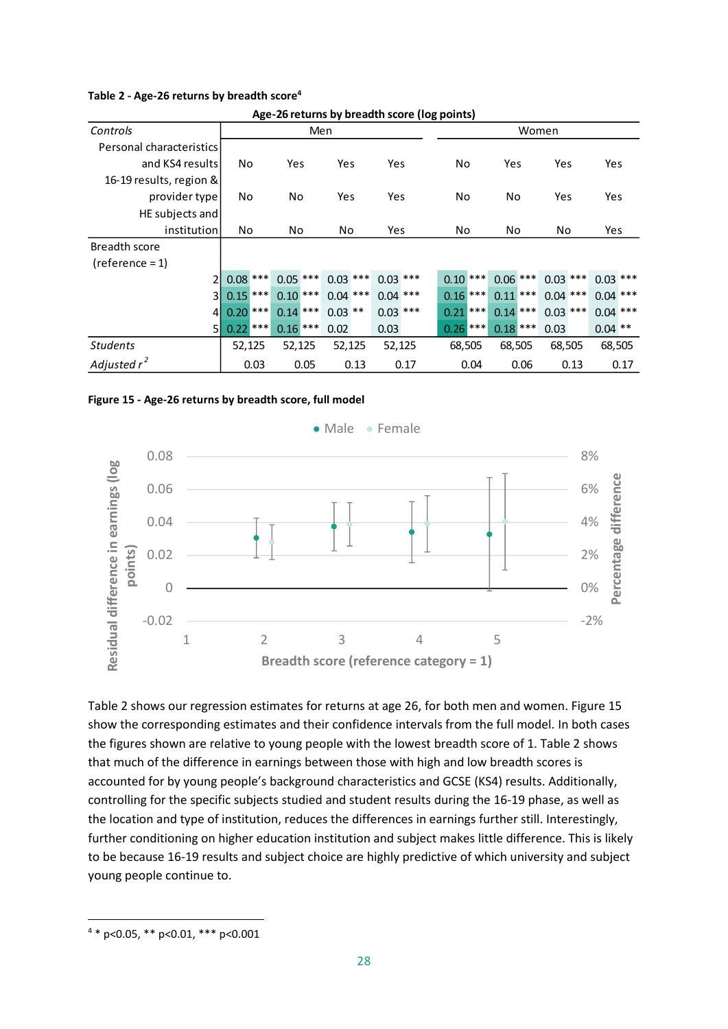**Table 2 - Age-26 returns by breadth score[4]**

| Age-26 returns by breadth score (log points) | | | | | | | | |
|---|---|---|---|---|---|---|---|---|
| *Controls* | Men | | | | Women | | | |
| Personal characteristics and KS4 results | No | Yes | Yes | Yes | No | Yes | Yes | Yes |
| 16-19 results, region & provider type | No | No | Yes | Yes | No | No | Yes | Yes |
| HE subjects and institution | No | No | No | Yes | No | No | No | Yes |
| Breadth score (reference = 1) | | | | | | | | |
| 2 | 0.08 *** | 0.05 *** | 0.03 *** | 0.03 *** | 0.10 *** | 0.06 *** | 0.03 *** | 0.03 *** |
| 3 | 0.15 *** | 0.10 *** | 0.04 *** | 0.04 *** | 0.16 *** | 0.11 *** | 0.04 *** | 0.04 *** |
| 4 | 0.20 *** | 0.14 *** | 0.03 ** | 0.03 *** | 0.21 *** | 0.14 *** | 0.03 *** | 0.04 *** |
| 5 | 0.22 *** | 0.16 *** | 0.02 | 0.03 | 0.26 *** | 0.18 *** | 0.03 | 0.04 ** |
| *Students* | 52,125 | 52,125 | 52,125 | 52,125 | 68,505 | 68,505 | 68,505 | 68,505 |
| *Adjusted $r^2$* | 0.03 | 0.05 | 0.13 | 0.17 | 0.04 | 0.06 | 0.13 | 0.17 |

**Figure 15 - Age-26 returns by breadth score, full model**

Table 2 shows our regression estimates for returns at age 26, for both men and women. Figure 15 show the corresponding estimates and their confidence intervals from the full model. In both cases the figures shown are relative to young people with the lowest breadth score of 1. Table 2 shows that much of the difference in earnings between those with high and low breadth scores is accounted for by young people's background characteristics and GCSE (KS4) results. Additionally, controlling for the specific subjects studied and student results during the 16-19 phase, as well as the location and type of institution, reduces the differences in earnings further still. Interestingly, further conditioning on higher education institution and subject makes little difference. This is likely to be because 16-19 results and subject choice are highly predictive of which university and subject young people continue to.

---

[4] * p<0.05, ** p<0.01, *** p<0.001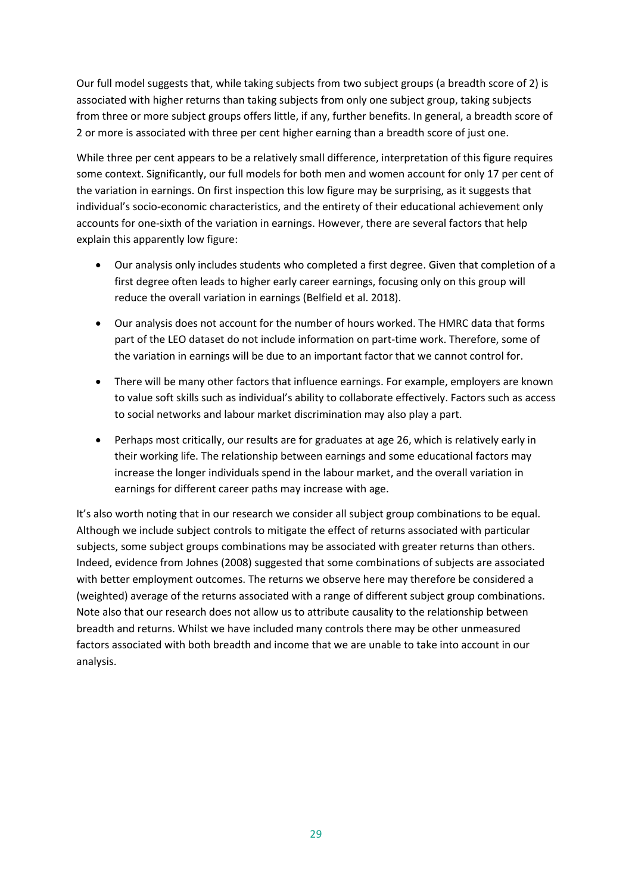Our full model suggests that, while taking subjects from two subject groups (a breadth score of 2) is associated with higher returns than taking subjects from only one subject group, taking subjects from three or more subject groups offers little, if any, further benefits. In general, a breadth score of 2 or more is associated with three per cent higher earning than a breadth score of just one.

While three per cent appears to be a relatively small difference, interpretation of this figure requires some context. Significantly, our full models for both men and women account for only 17 per cent of the variation in earnings. On first inspection this low figure may be surprising, as it suggests that individual's socio-economic characteristics, and the entirety of their educational achievement only accounts for one-sixth of the variation in earnings. However, there are several factors that help explain this apparently low figure:

- Our analysis only includes students who completed a first degree. Given that completion of a first degree often leads to higher early career earnings, focusing only on this group will reduce the overall variation in earnings (Belfield et al. 2018).
- Our analysis does not account for the number of hours worked. The HMRC data that forms part of the LEO dataset do not include information on part-time work. Therefore, some of the variation in earnings will be due to an important factor that we cannot control for.
- There will be many other factors that influence earnings. For example, employers are known to value soft skills such as individual's ability to collaborate effectively. Factors such as access to social networks and labour market discrimination may also play a part.
- Perhaps most critically, our results are for graduates at age 26, which is relatively early in their working life. The relationship between earnings and some educational factors may increase the longer individuals spend in the labour market, and the overall variation in earnings for different career paths may increase with age.

It's also worth noting that in our research we consider all subject group combinations to be equal. Although we include subject controls to mitigate the effect of returns associated with particular subjects, some subject groups combinations may be associated with greater returns than others. Indeed, evidence from Johnes (2008) suggested that some combinations of subjects are associated with better employment outcomes. The returns we observe here may therefore be considered a (weighted) average of the returns associated with a range of different subject group combinations. Note also that our research does not allow us to attribute causality to the relationship between breadth and returns. Whilst we have included many controls there may be other unmeasured factors associated with both breadth and income that we are unable to take into account in our analysis.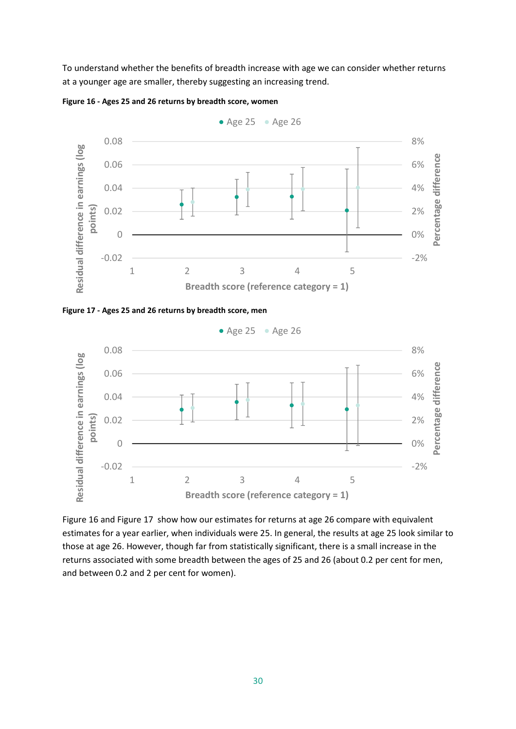To understand whether the benefits of breadth increase with age we can consider whether returns at a younger age are smaller, thereby suggesting an increasing trend.

**Figure 16 - Ages 25 and 26 returns by breadth score, women**

**Figure 17 - Ages 25 and 26 returns by breadth score, men**

Figure 16 and Figure 17 show how our estimates for returns at age 26 compare with equivalent estimates for a year earlier, when individuals were 25. In general, the results at age 25 look similar to those at age 26. However, though far from statistically significant, there is a small increase in the returns associated with some breadth between the ages of 25 and 26 (about 0.2 per cent for men, and between 0.2 and 2 per cent for women).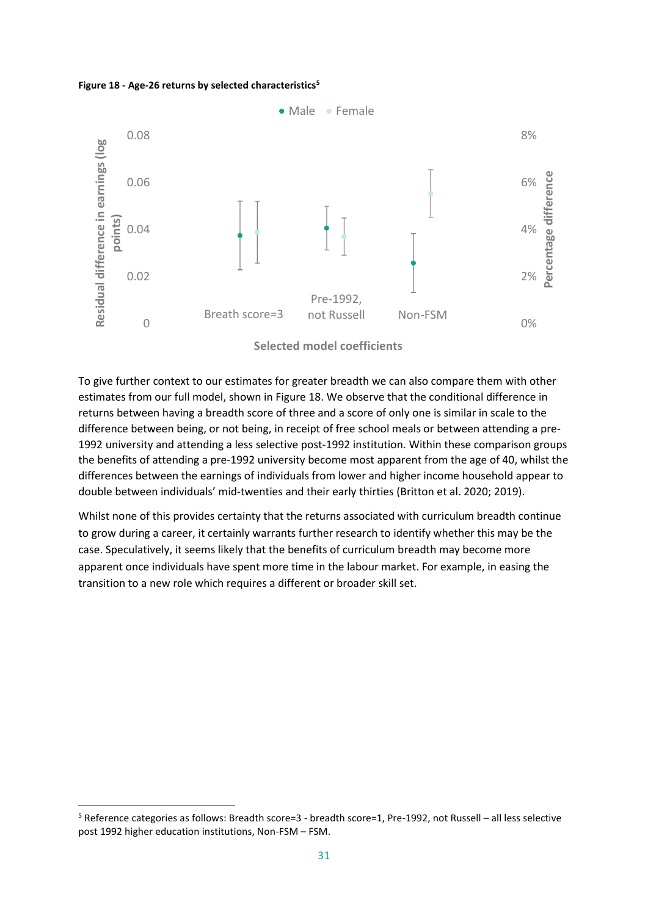**Figure 18 - Age-26 returns by selected characteristics**[5]

To give further context to our estimates for greater breadth we can also compare them with other estimates from our full model, shown in Figure 18. We observe that the conditional difference in returns between having a breadth score of three and a score of only one is similar in scale to the difference between being, or not being, in receipt of free school meals or between attending a pre-1992 university and attending a less selective post-1992 institution. Within these comparison groups the benefits of attending a pre-1992 university become most apparent from the age of 40, whilst the differences between the earnings of individuals from lower and higher income household appear to double between individuals' mid-twenties and their early thirties (Britton et al. 2020; 2019).

Whilst none of this provides certainty that the returns associated with curriculum breadth continue to grow during a career, it certainly warrants further research to identify whether this may be the case. Speculatively, it seems likely that the benefits of curriculum breadth may become more apparent once individuals have spent more time in the labour market. For example, in easing the transition to a new role which requires a different or broader skill set.

---

[5] Reference categories as follows: Breadth score=3 - breadth score=1, Pre-1992, not Russell – all less selective post 1992 higher education institutions, Non-FSM – FSM.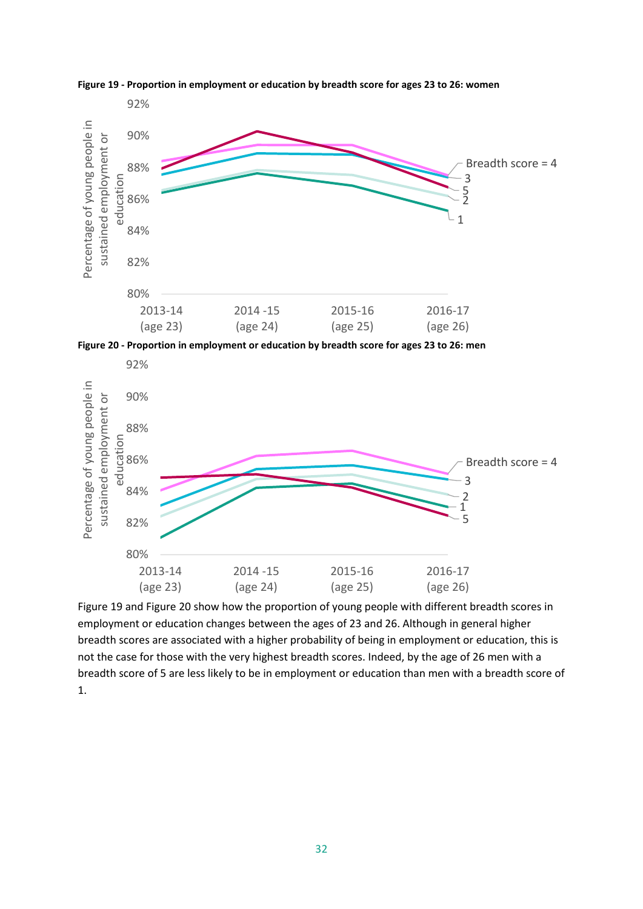**Figure 19 - Proportion in employment or education by breadth score for ages 23 to 26: women**

**Figure 20 - Proportion in employment or education by breadth score for ages 23 to 26: men**

Figure 19 and Figure 20 show how the proportion of young people with different breadth scores in employment or education changes between the ages of 23 and 26. Although in general higher breadth scores are associated with a higher probability of being in employment or education, this is not the case for those with the very highest breadth scores. Indeed, by the age of 26 men with a breadth score of 5 are less likely to be in employment or education than men with a breadth score of 1.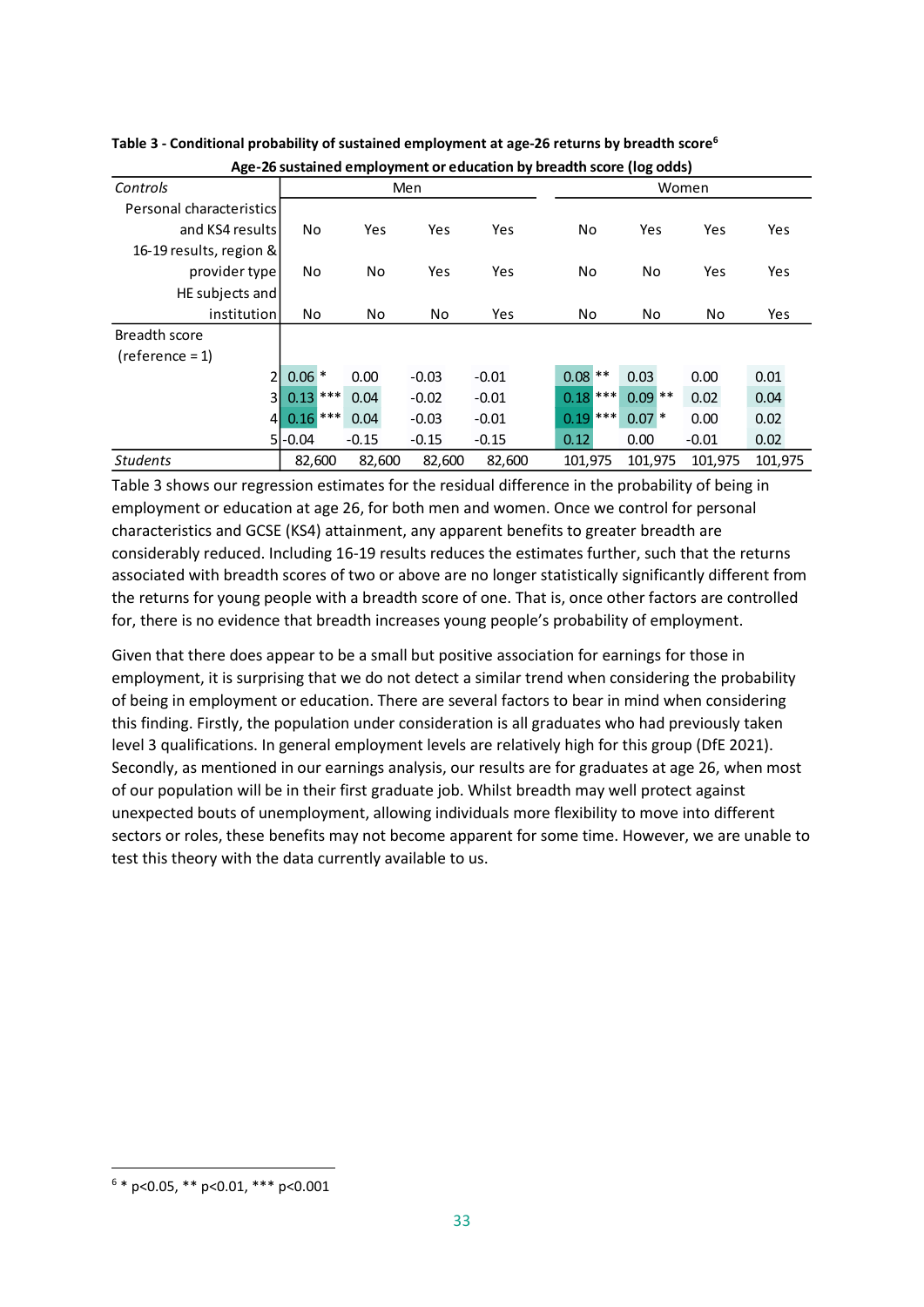**Table 3 - Conditional probability of sustained employment at age-26 returns by breadth score[6]**

**Age-26 sustained employment or education by breadth score (log odds)**

| *Controls* | Men | | | | Women | | | |
|---|---|---|---|---|---|---|---|---|
| Personal characteristics and KS4 results | No | Yes | Yes | Yes | No | Yes | Yes | Yes |
| 16-19 results, region & provider type | No | No | Yes | Yes | No | No | Yes | Yes |
| HE subjects and institution | No | No | No | Yes | No | No | No | Yes |
| Breadth score (reference = 1) | | | | | | | | |
| 2 | 0.06 * | 0.00 | -0.03 | -0.01 | 0.08 ** | 0.03 | 0.00 | 0.01 |
| 3 | 0.13 *** | 0.04 | -0.02 | -0.01 | 0.18 *** | 0.09 ** | 0.02 | 0.04 |
| 4 | 0.16 *** | 0.04 | -0.03 | -0.01 | 0.19 *** | 0.07 * | 0.00 | 0.02 |
| 5 | -0.04 | -0.15 | -0.15 | -0.15 | 0.12 | 0.00 | -0.01 | 0.02 |
| *Students* | 82,600 | 82,600 | 82,600 | 82,600 | 101,975 | 101,975 | 101,975 | 101,975 |

Table 3 shows our regression estimates for the residual difference in the probability of being in employment or education at age 26, for both men and women. Once we control for personal characteristics and GCSE (KS4) attainment, any apparent benefits to greater breadth are considerably reduced. Including 16-19 results reduces the estimates further, such that the returns associated with breadth scores of two or above are no longer statistically significantly different from the returns for young people with a breadth score of one. That is, once other factors are controlled for, there is no evidence that breadth increases young people's probability of employment.

Given that there does appear to be a small but positive association for earnings for those in employment, it is surprising that we do not detect a similar trend when considering the probability of being in employment or education. There are several factors to bear in mind when considering this finding. Firstly, the population under consideration is all graduates who had previously taken level 3 qualifications. In general employment levels are relatively high for this group (DfE 2021). Secondly, as mentioned in our earnings analysis, our results are for graduates at age 26, when most of our population will be in their first graduate job. Whilst breadth may well protect against unexpected bouts of unemployment, allowing individuals more flexibility to move into different sectors or roles, these benefits may not become apparent for some time. However, we are unable to test this theory with the data currently available to us.

[6] * $p<0.05$, ** $p<0.01$, *** $p<0.001$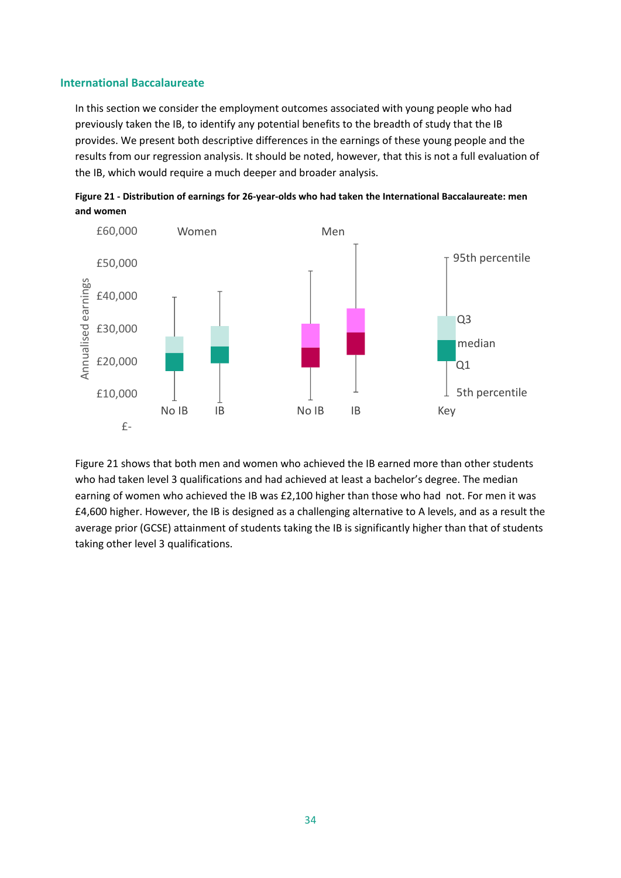### International Baccalaureate

In this section we consider the employment outcomes associated with young people who had previously taken the IB, to identify any potential benefits to the breadth of study that the IB provides. We present both descriptive differences in the earnings of these young people and the results from our regression analysis. It should be noted, however, that this is not a full evaluation of the IB, which would require a much deeper and broader analysis.

**Figure 21 - Distribution of earnings for 26-year-olds who had taken the International Baccalaureate: men and women**

Figure 21 shows that both men and women who achieved the IB earned more than other students who had taken level 3 qualifications and had achieved at least a bachelor's degree. The median earning of women who achieved the IB was £2,100 higher than those who had not. For men it was £4,600 higher. However, the IB is designed as a challenging alternative to A levels, and as a result the average prior (GCSE) attainment of students taking the IB is significantly higher than that of students taking other level 3 qualifications.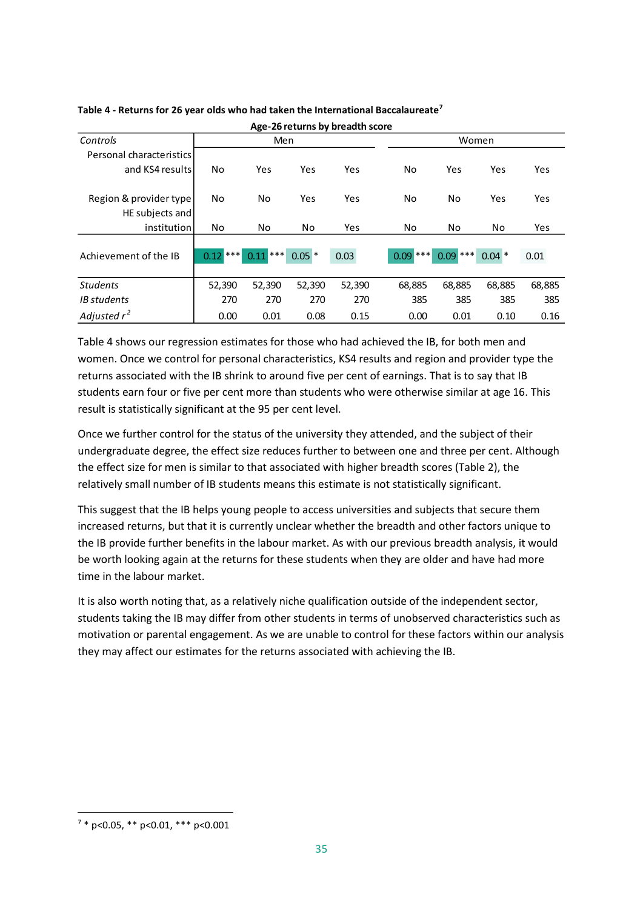**Table 4 - Returns for 26 year olds who had taken the International Baccalaureate**[7]

Age-26 returns by breadth score

| *Controls* | Men | | | | Women | | | |
|---|---|---|---|---|---|---|---|---|
| Personal characteristics and KS4 results | No | Yes | Yes | Yes | No | Yes | Yes | Yes |
| Region & provider type | No | No | Yes | Yes | No | No | Yes | Yes |
| HE subjects and institution | No | No | No | Yes | No | No | No | Yes |
| Achievement of the IB | 0.12 *** | 0.11 *** | 0.05 * | 0.03 | 0.09 *** | 0.09 *** | 0.04 * | 0.01 |
| *Students* | 52,390 | 52,390 | 52,390 | 52,390 | 68,885 | 68,885 | 68,885 | 68,885 |
| *IB students* | 270 | 270 | 270 | 270 | 385 | 385 | 385 | 385 |
| *Adjusted* $r^2$ | 0.00 | 0.01 | 0.08 | 0.15 | 0.00 | 0.01 | 0.10 | 0.16 |

Table 4 shows our regression estimates for those who had achieved the IB, for both men and women. Once we control for personal characteristics, KS4 results and region and provider type the returns associated with the IB shrink to around five per cent of earnings. That is to say that IB students earn four or five per cent more than students who were otherwise similar at age 16. This result is statistically significant at the 95 per cent level.

Once we further control for the status of the university they attended, and the subject of their undergraduate degree, the effect size reduces further to between one and three per cent. Although the effect size for men is similar to that associated with higher breadth scores (Table 2), the relatively small number of IB students means this estimate is not statistically significant.

This suggest that the IB helps young people to access universities and subjects that secure them increased returns, but that it is currently unclear whether the breadth and other factors unique to the IB provide further benefits in the labour market. As with our previous breadth analysis, it would be worth looking again at the returns for these students when they are older and have had more time in the labour market.

It is also worth noting that, as a relatively niche qualification outside of the independent sector, students taking the IB may differ from other students in terms of unobserved characteristics such as motivation or parental engagement. As we are unable to control for these factors within our analysis they may affect our estimates for the returns associated with achieving the IB.

[7] * $p<0.05$, ** $p<0.01$, *** $p<0.001$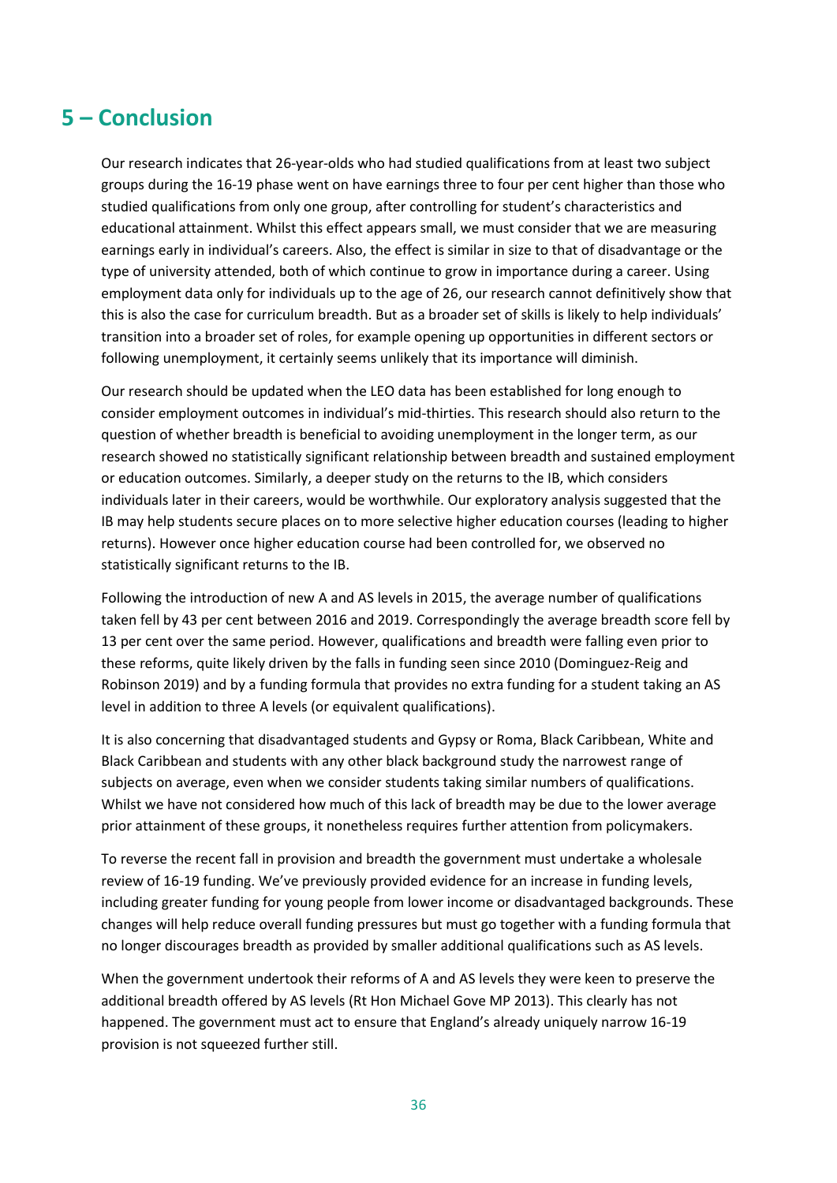## 5 – Conclusion

Our research indicates that 26-year-olds who had studied qualifications from at least two subject groups during the 16-19 phase went on have earnings three to four per cent higher than those who studied qualifications from only one group, after controlling for student's characteristics and educational attainment. Whilst this effect appears small, we must consider that we are measuring earnings early in individual's careers. Also, the effect is similar in size to that of disadvantage or the type of university attended, both of which continue to grow in importance during a career. Using employment data only for individuals up to the age of 26, our research cannot definitively show that this is also the case for curriculum breadth. But as a broader set of skills is likely to help individuals' transition into a broader set of roles, for example opening up opportunities in different sectors or following unemployment, it certainly seems unlikely that its importance will diminish.

Our research should be updated when the LEO data has been established for long enough to consider employment outcomes in individual's mid-thirties. This research should also return to the question of whether breadth is beneficial to avoiding unemployment in the longer term, as our research showed no statistically significant relationship between breadth and sustained employment or education outcomes. Similarly, a deeper study on the returns to the IB, which considers individuals later in their careers, would be worthwhile. Our exploratory analysis suggested that the IB may help students secure places on to more selective higher education courses (leading to higher returns). However once higher education course had been controlled for, we observed no statistically significant returns to the IB.

Following the introduction of new A and AS levels in 2015, the average number of qualifications taken fell by 43 per cent between 2016 and 2019. Correspondingly the average breadth score fell by 13 per cent over the same period. However, qualifications and breadth were falling even prior to these reforms, quite likely driven by the falls in funding seen since 2010 (Dominguez-Reig and Robinson 2019) and by a funding formula that provides no extra funding for a student taking an AS level in addition to three A levels (or equivalent qualifications).

It is also concerning that disadvantaged students and Gypsy or Roma, Black Caribbean, White and Black Caribbean and students with any other black background study the narrowest range of subjects on average, even when we consider students taking similar numbers of qualifications. Whilst we have not considered how much of this lack of breadth may be due to the lower average prior attainment of these groups, it nonetheless requires further attention from policymakers.

To reverse the recent fall in provision and breadth the government must undertake a wholesale review of 16-19 funding. We've previously provided evidence for an increase in funding levels, including greater funding for young people from lower income or disadvantaged backgrounds. These changes will help reduce overall funding pressures but must go together with a funding formula that no longer discourages breadth as provided by smaller additional qualifications such as AS levels.

When the government undertook their reforms of A and AS levels they were keen to preserve the additional breadth offered by AS levels (Rt Hon Michael Gove MP 2013). This clearly has not happened. The government must act to ensure that England's already uniquely narrow 16-19 provision is not squeezed further still.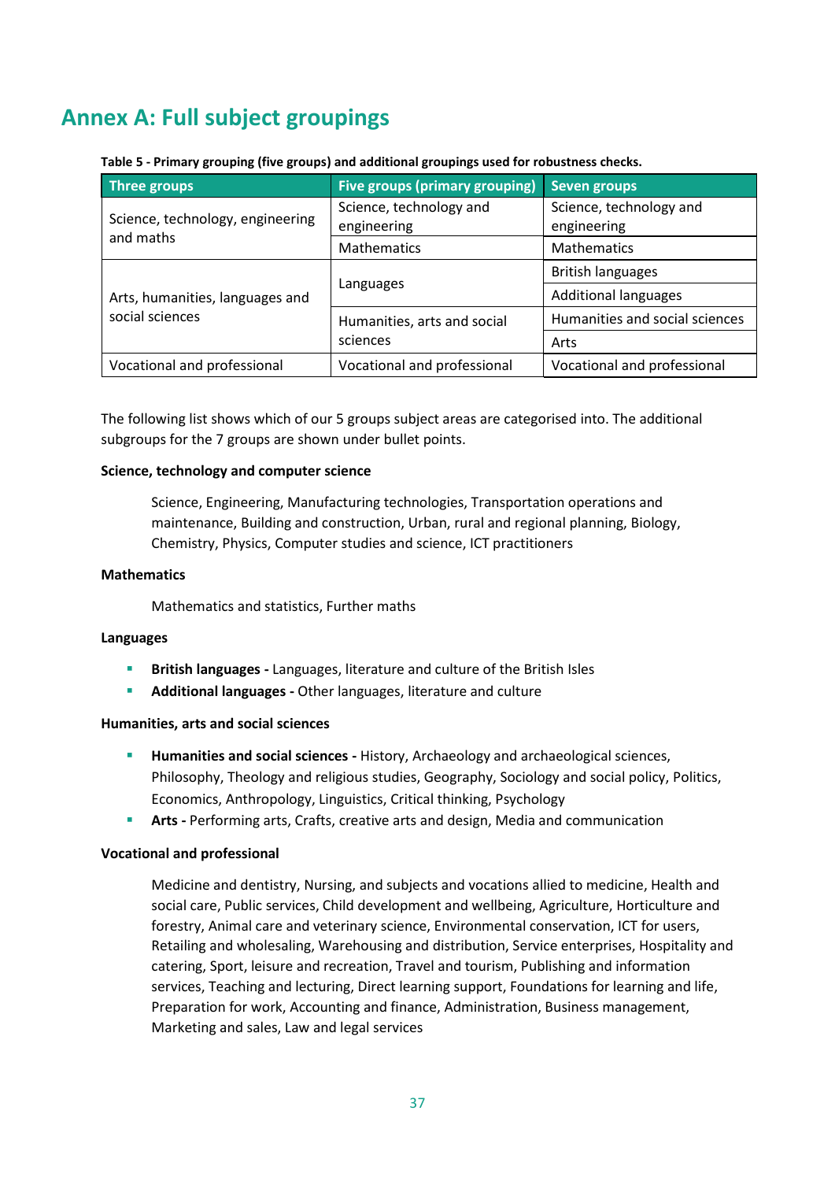# Annex A: Full subject groupings

**Table 5 - Primary grouping (five groups) and additional groupings used for robustness checks.**

| Three groups | Five groups (primary grouping) | Seven groups |
|---|---|---|
| Science, technology, engineering and maths | Science, technology and engineering | Science, technology and engineering |
| | Mathematics | Mathematics |
| Arts, humanities, languages and social sciences | Languages | British languages |
| | | Additional languages |
| | Humanities, arts and social sciences | Humanities and social sciences |
| | | Arts |
| Vocational and professional | Vocational and professional | Vocational and professional |

The following list shows which of our 5 groups subject areas are categorised into. The additional subgroups for the 7 groups are shown under bullet points.

**Science, technology and computer science**

Science, Engineering, Manufacturing technologies, Transportation operations and maintenance, Building and construction, Urban, rural and regional planning, Biology, Chemistry, Physics, Computer studies and science, ICT practitioners

**Mathematics**

Mathematics and statistics, Further maths

**Languages**

- **British languages -** Languages, literature and culture of the British Isles
- **Additional languages -** Other languages, literature and culture

**Humanities, arts and social sciences**

- **Humanities and social sciences -** History, Archaeology and archaeological sciences, Philosophy, Theology and religious studies, Geography, Sociology and social policy, Politics, Economics, Anthropology, Linguistics, Critical thinking, Psychology
- **Arts -** Performing arts, Crafts, creative arts and design, Media and communication

**Vocational and professional**

Medicine and dentistry, Nursing, and subjects and vocations allied to medicine, Health and social care, Public services, Child development and wellbeing, Agriculture, Horticulture and forestry, Animal care and veterinary science, Environmental conservation, ICT for users, Retailing and wholesaling, Warehousing and distribution, Service enterprises, Hospitality and catering, Sport, leisure and recreation, Travel and tourism, Publishing and information services, Teaching and lecturing, Direct learning support, Foundations for learning and life, Preparation for work, Accounting and finance, Administration, Business management, Marketing and sales, Law and legal services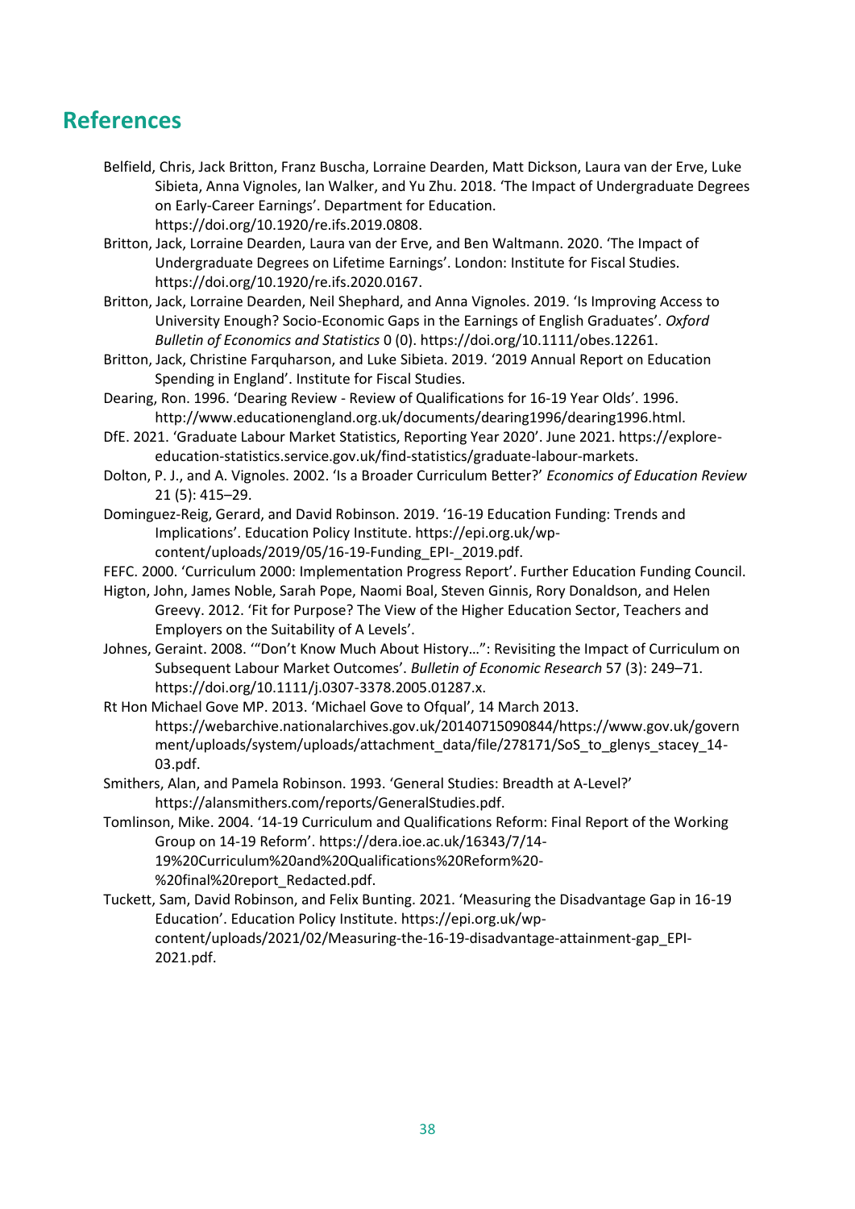# References

Belfield, Chris, Jack Britton, Franz Buscha, Lorraine Dearden, Matt Dickson, Laura van der Erve, Luke Sibieta, Anna Vignoles, Ian Walker, and Yu Zhu. 2018. 'The Impact of Undergraduate Degrees on Early-Career Earnings'. Department for Education. https://doi.org/10.1920/re.ifs.2019.0808.

Britton, Jack, Lorraine Dearden, Laura van der Erve, and Ben Waltmann. 2020. 'The Impact of Undergraduate Degrees on Lifetime Earnings'. London: Institute for Fiscal Studies. https://doi.org/10.1920/re.ifs.2020.0167.

Britton, Jack, Lorraine Dearden, Neil Shephard, and Anna Vignoles. 2019. 'Is Improving Access to University Enough? Socio-Economic Gaps in the Earnings of English Graduates'. *Oxford Bulletin of Economics and Statistics* 0 (0). https://doi.org/10.1111/obes.12261.

Britton, Jack, Christine Farquharson, and Luke Sibieta. 2019. '2019 Annual Report on Education Spending in England'. Institute for Fiscal Studies.

Dearing, Ron. 1996. 'Dearing Review - Review of Qualifications for 16-19 Year Olds'. 1996. http://www.educationengland.org.uk/documents/dearing1996/dearing1996.html.

DfE. 2021. 'Graduate Labour Market Statistics, Reporting Year 2020'. June 2021. https://explore-education-statistics.service.gov.uk/find-statistics/graduate-labour-markets.

Dolton, P. J., and A. Vignoles. 2002. 'Is a Broader Curriculum Better?' *Economics of Education Review* 21 (5): 415–29.

Dominguez-Reig, Gerard, and David Robinson. 2019. '16-19 Education Funding: Trends and Implications'. Education Policy Institute. https://epi.org.uk/wp-content/uploads/2019/05/16-19-Funding_EPI-_2019.pdf.

FEFC. 2000. 'Curriculum 2000: Implementation Progress Report'. Further Education Funding Council.

Higton, John, James Noble, Sarah Pope, Naomi Boal, Steven Ginnis, Rory Donaldson, and Helen Greevy. 2012. 'Fit for Purpose? The View of the Higher Education Sector, Teachers and Employers on the Suitability of A Levels'.

Johnes, Geraint. 2008. '"Don't Know Much About History…": Revisiting the Impact of Curriculum on Subsequent Labour Market Outcomes'. *Bulletin of Economic Research* 57 (3): 249–71. https://doi.org/10.1111/j.0307-3378.2005.01287.x.

Rt Hon Michael Gove MP. 2013. 'Michael Gove to Ofqual', 14 March 2013. https://webarchive.nationalarchives.gov.uk/20140715090844/https://www.gov.uk/government/uploads/system/uploads/attachment_data/file/278171/SoS_to_glenys_stacey_14-03.pdf.

Smithers, Alan, and Pamela Robinson. 1993. 'General Studies: Breadth at A-Level?' https://alansmithers.com/reports/GeneralStudies.pdf.

Tomlinson, Mike. 2004. '14-19 Curriculum and Qualifications Reform: Final Report of the Working Group on 14-19 Reform'. https://dera.ioe.ac.uk/16343/7/14-19%20Curriculum%20and%20Qualifications%20Reform%20-%20final%20report_Redacted.pdf.

Tuckett, Sam, David Robinson, and Felix Bunting. 2021. 'Measuring the Disadvantage Gap in 16-19 Education'. Education Policy Institute. https://epi.org.uk/wp-content/uploads/2021/02/Measuring-the-16-19-disadvantage-attainment-gap_EPI-2021.pdf.